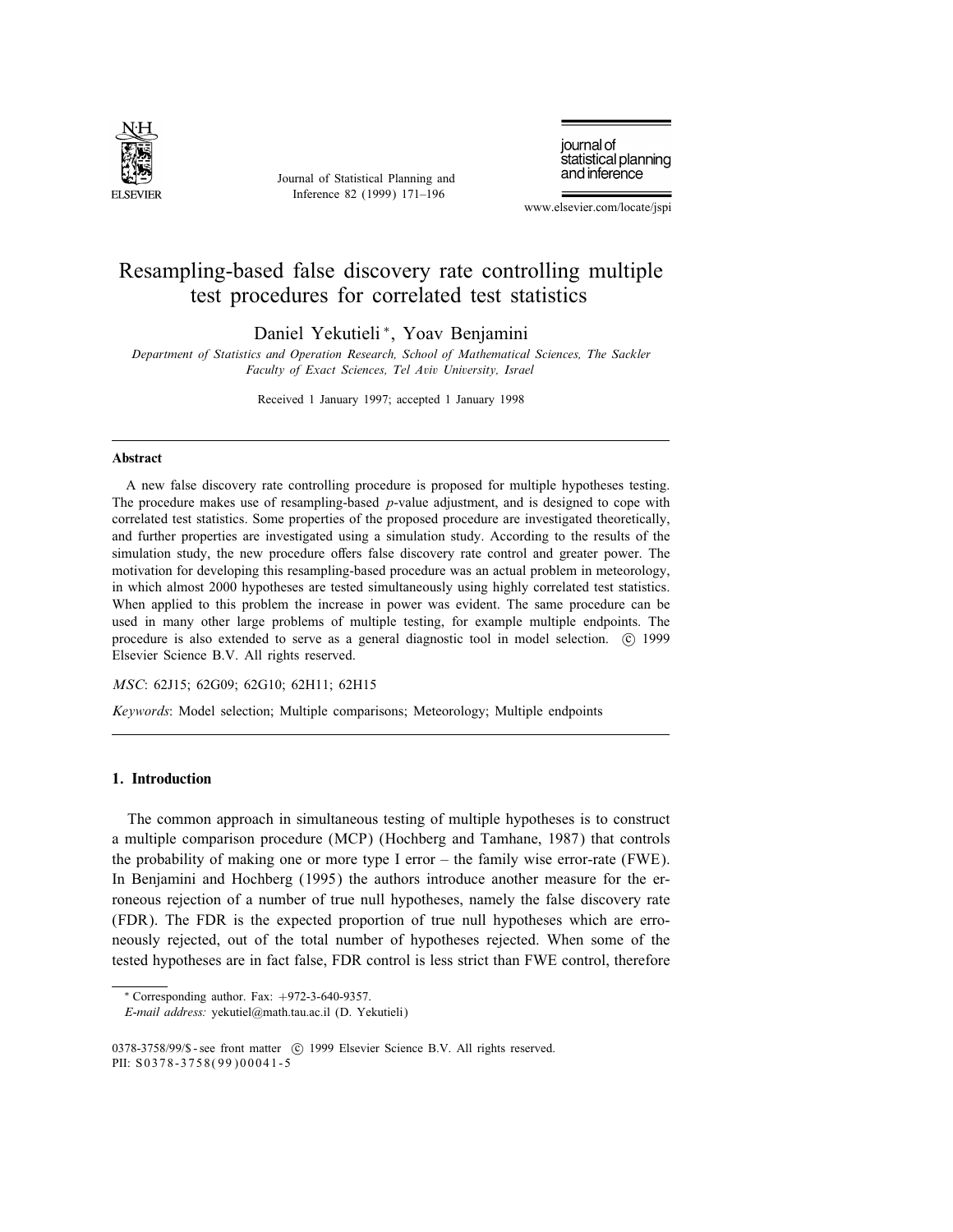# Resampling-based false discovery rate controlling multiple test procedures for correlated test statistics

Daniel Yekutieli*, Yoav Benjamini

*Department of Statistics and Operation Research, School of Mathematical Sciences, The Sackler Faculty of Exact Sciences, Tel Aviv University, Israel*

Received 1 January 1997; accepted 1 January 1998

## Abstract

A new false discovery rate controlling procedure is proposed for multiple hypotheses testing. The procedure makes use of resampling-based *p*-value adjustment, and is designed to cope with correlated test statistics. Some properties of the proposed procedure are investigated theoretically, and further properties are investigated using a simulation study. According to the results of the simulation study, the new procedure offers false discovery rate control and greater power. The motivation for developing this resampling-based procedure was an actual problem in meteorology, in which almost 2000 hypotheses are tested simultaneously using highly correlated test statistics. When applied to this problem the increase in power was evident. The same procedure can be used in many other large problems of multiple testing, for example multiple endpoints. The procedure is also extended to serve as a general diagnostic tool in model selection. © 1999 Elsevier Science B.V. All rights reserved.

*MSC*: 62J15; 62G09; 62G10; 62H11; 62H15

*Keywords*: Model selection; Multiple comparisons; Meteorology; Multiple endpoints

## 1. Introduction

The common approach in simultaneous testing of multiple hypotheses is to construct a multiple comparison procedure (MCP) (Hochberg and Tamhane, 1987) that controls the probability of making one or more type I error – the family wise error-rate (FWE). In Benjamini and Hochberg (1995) the authors introduce another measure for the erroneous rejection of a number of true null hypotheses, namely the false discovery rate (FDR). The FDR is the expected proportion of true null hypotheses which are erroneously rejected, out of the total number of hypotheses rejected. When some of the tested hypotheses are in fact false, FDR control is less strict than FWE control, therefore

---

* Corresponding author. Fax: +972-3-640-9357.
*E-mail address:* yekutiel@math.tau.ac.il (D. Yekutieli)

0378-3758/99/$ - see front matter © 1999 Elsevier Science B.V. All rights reserved.
PII: S0378-3758(99)00041-5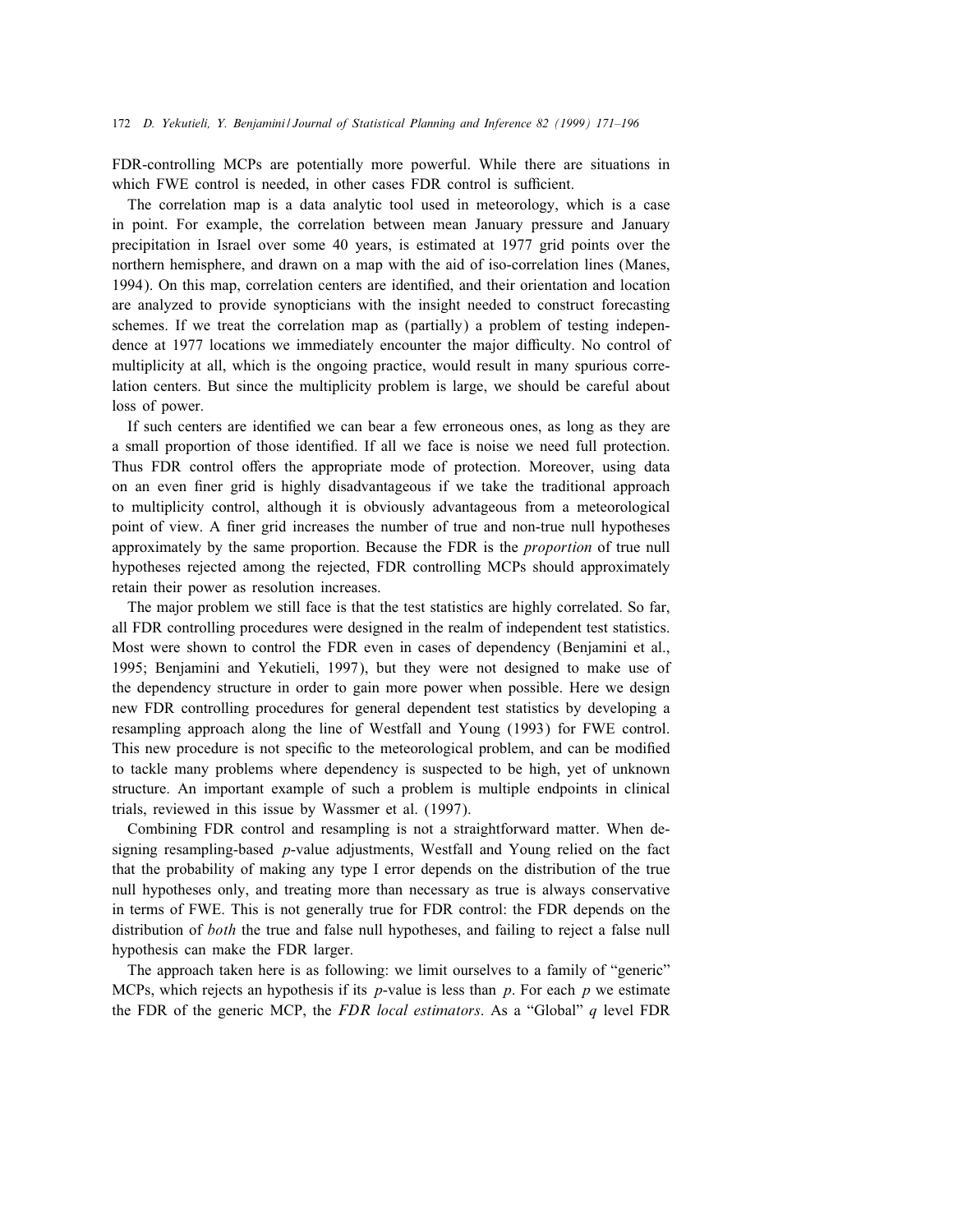FDR-controlling MCPs are potentially more powerful. While there are situations in which FWE control is needed, in other cases FDR control is sufficient.

The correlation map is a data analytic tool used in meteorology, which is a case in point. For example, the correlation between mean January pressure and January precipitation in Israel over some 40 years, is estimated at 1977 grid points over the northern hemisphere, and drawn on a map with the aid of iso-correlation lines (Manes, 1994). On this map, correlation centers are identified, and their orientation and location are analyzed to provide synopticians with the insight needed to construct forecasting schemes. If we treat the correlation map as (partially) a problem of testing independence at 1977 locations we immediately encounter the major difficulty. No control of multiplicity at all, which is the ongoing practice, would result in many spurious correlation centers. But since the multiplicity problem is large, we should be careful about loss of power.

If such centers are identified we can bear a few erroneous ones, as long as they are a small proportion of those identified. If all we face is noise we need full protection. Thus FDR control offers the appropriate mode of protection. Moreover, using data on an even finer grid is highly disadvantageous if we take the traditional approach to multiplicity control, although it is obviously advantageous from a meteorological point of view. A finer grid increases the number of true and non-true null hypotheses approximately by the same proportion. Because the FDR is the *proportion* of true null hypotheses rejected among the rejected, FDR controlling MCPs should approximately retain their power as resolution increases.

The major problem we still face is that the test statistics are highly correlated. So far, all FDR controlling procedures were designed in the realm of independent test statistics. Most were shown to control the FDR even in cases of dependency (Benjamini et al., 1995; Benjamini and Yekutieli, 1997), but they were not designed to make use of the dependency structure in order to gain more power when possible. Here we design new FDR controlling procedures for general dependent test statistics by developing a resampling approach along the line of Westfall and Young (1993) for FWE control. This new procedure is not specific to the meteorological problem, and can be modified to tackle many problems where dependency is suspected to be high, yet of unknown structure. An important example of such a problem is multiple endpoints in clinical trials, reviewed in this issue by Wassmer et al. (1997).

Combining FDR control and resampling is not a straightforward matter. When designing resampling-based $p$-value adjustments, Westfall and Young relied on the fact that the probability of making any type I error depends on the distribution of the true null hypotheses only, and treating more than necessary as true is always conservative in terms of FWE. This is not generally true for FDR control: the FDR depends on the distribution of *both* the true and false null hypotheses, and failing to reject a false null hypothesis can make the FDR larger.

The approach taken here is as following: we limit ourselves to a family of "generic" MCPs, which rejects an hypothesis if its $p$-value is less than $p$. For each $p$ we estimate the FDR of the generic MCP, the *FDR local estimators*. As a "Global" $q$ level FDR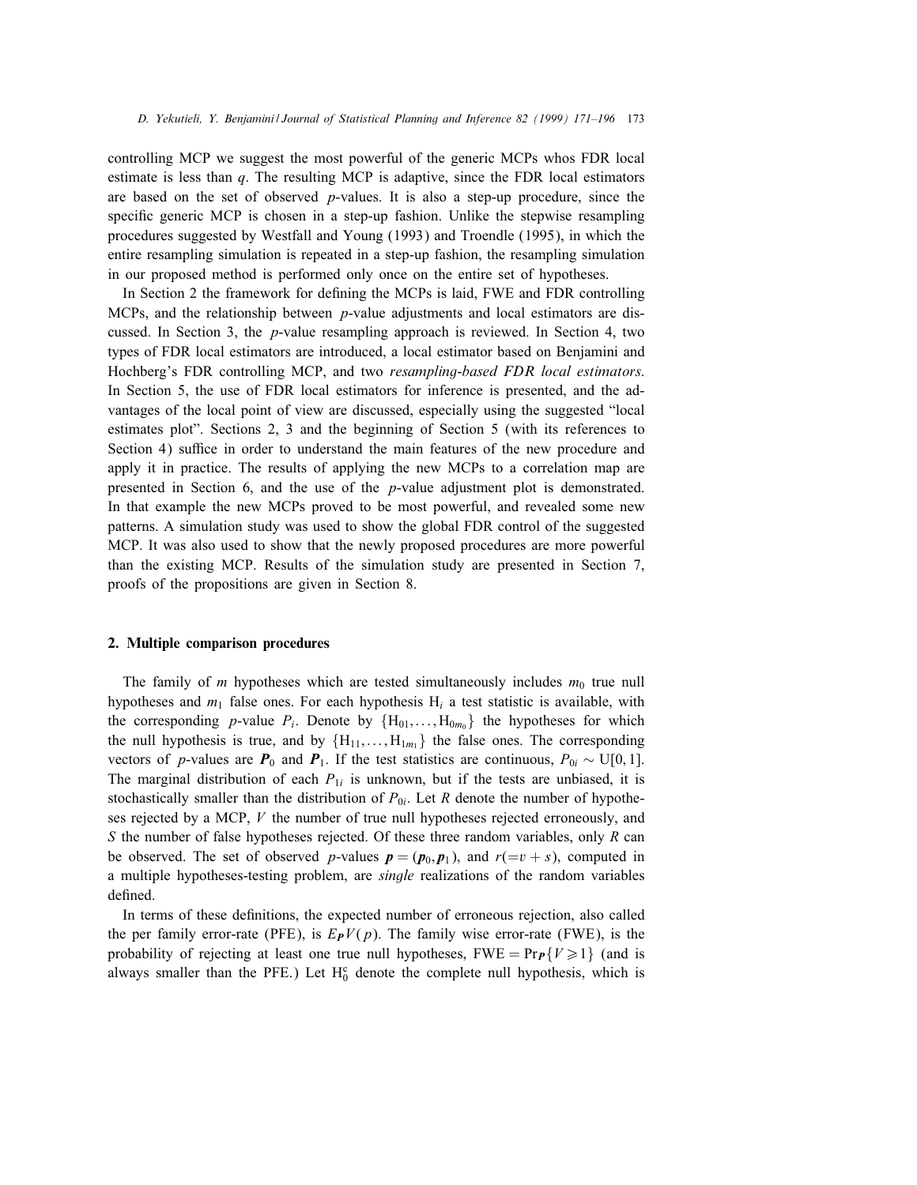controlling MCP we suggest the most powerful of the generic MCPs whos FDR local estimate is less than $q$. The resulting MCP is adaptive, since the FDR local estimators are based on the set of observed $p$-values. It is also a step-up procedure, since the specific generic MCP is chosen in a step-up fashion. Unlike the stepwise resampling procedures suggested by Westfall and Young (1993) and Troendle (1995), in which the entire resampling simulation is repeated in a step-up fashion, the resampling simulation in our proposed method is performed only once on the entire set of hypotheses.

In Section 2 the framework for defining the MCPs is laid, FWE and FDR controlling MCPs, and the relationship between $p$-value adjustments and local estimators are discussed. In Section 3, the $p$-value resampling approach is reviewed. In Section 4, two types of FDR local estimators are introduced, a local estimator based on Benjamini and Hochberg's FDR controlling MCP, and two *resampling-based FDR local estimators*. In Section 5, the use of FDR local estimators for inference is presented, and the advantages of the local point of view are discussed, especially using the suggested "local estimates plot". Sections 2, 3 and the beginning of Section 5 (with its references to Section 4) suffice in order to understand the main features of the new procedure and apply it in practice. The results of applying the new MCPs to a correlation map are presented in Section 6, and the use of the $p$-value adjustment plot is demonstrated. In that example the new MCPs proved to be most powerful, and revealed some new patterns. A simulation study was used to show the global FDR control of the suggested MCP. It was also used to show that the newly proposed procedures are more powerful than the existing MCP. Results of the simulation study are presented in Section 7, proofs of the propositions are given in Section 8.

## 2. Multiple comparison procedures

The family of $m$ hypotheses which are tested simultaneously includes $m_0$ true null hypotheses and $m_1$ false ones. For each hypothesis $\mathrm{H}_i$ a test statistic is available, with the corresponding $p$-value $P_i$. Denote by $\{\mathrm{H}_{01},\ldots,\mathrm{H}_{0m_0}\}$ the hypotheses for which the null hypothesis is true, and by $\{\mathrm{H}_{11},\ldots,\mathrm{H}_{1m_1}\}$ the false ones. The corresponding vectors of $p$-values are $\boldsymbol{P}_0$ and $\boldsymbol{P}_1$. If the test statistics are continuous, $P_{0i}\sim \mathrm{U}[0,1]$. The marginal distribution of each $P_{1i}$ is unknown, but if the tests are unbiased, it is stochastically smaller than the distribution of $P_{0i}$. Let $R$ denote the number of hypotheses rejected by a MCP, $V$ the number of true null hypotheses rejected erroneously, and $S$ the number of false hypotheses rejected. Of these three random variables, only $R$ can be observed. The set of observed $p$-values $\boldsymbol{p}=(\boldsymbol{p}_0,\boldsymbol{p}_1)$, and $r(=v+s)$, computed in a multiple hypotheses-testing problem, are *single* realizations of the random variables defined.

In terms of these definitions, the expected number of erroneous rejection, also called the per family error-rate (PFE), is $E_{\boldsymbol{P}}V(p)$. The family wise error-rate (FWE), is the probability of rejecting at least one true null hypotheses, $\mathrm{FWE}=\Pr_{\boldsymbol{P}}\{V\geqslant 1\}$ (and is always smaller than the PFE.) Let $\mathrm{H}_0^c$ denote the complete null hypothesis, which is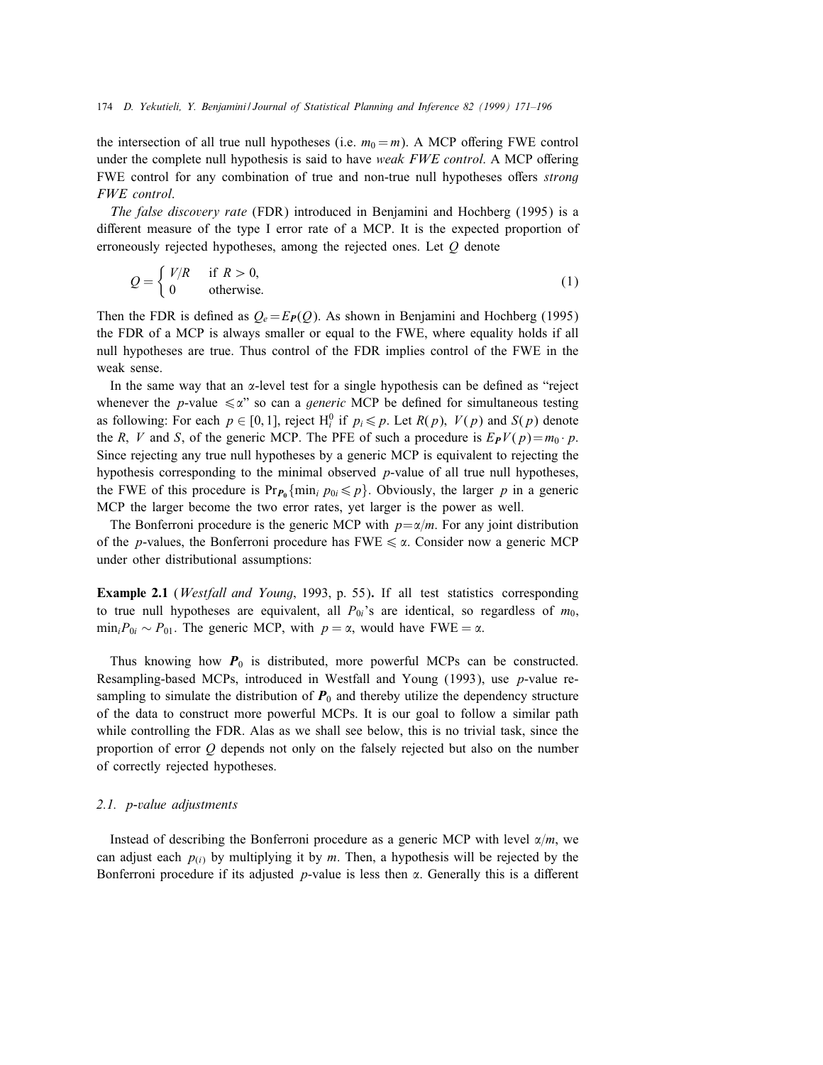the intersection of all true null hypotheses (i.e. $m_0 = m$). A MCP offering FWE control under the complete null hypothesis is said to have *weak FWE control*. A MCP offering FWE control for any combination of true and non-true null hypotheses offers *strong FWE control*.

*The false discovery rate* (FDR) introduced in Benjamini and Hochberg (1995) is a different measure of the type I error rate of a MCP. It is the expected proportion of erroneously rejected hypotheses, among the rejected ones. Let $Q$ denote

$$Q = \begin{cases} V/R & \text{if } R > 0, \\ 0 & \text{otherwise.} \end{cases} \tag{1}$$

Then the FDR is defined as $Q_e = E_{\boldsymbol{P}}(Q)$. As shown in Benjamini and Hochberg (1995) the FDR of a MCP is always smaller or equal to the FWE, where equality holds if all null hypotheses are true. Thus control of the FDR implies control of the FWE in the weak sense.

In the same way that an $\alpha$-level test for a single hypothesis can be defined as "reject whenever the $p$-value $\leqslant \alpha$" so can a *generic* MCP be defined for simultaneous testing as following: For each $p \in [0, 1]$, reject $H_i^0$ if $p_i \leqslant p$. Let $R(p)$, $V(p)$ and $S(p)$ denote the $R$, $V$ and $S$, of the generic MCP. The PFE of such a procedure is $E_{\boldsymbol{P}} V(p) = m_0 \cdot p$. Since rejecting any true null hypotheses by a generic MCP is equivalent to rejecting the hypothesis corresponding to the minimal observed $p$-value of all true null hypotheses, the FWE of this procedure is $\Pr_{\boldsymbol{P}_0}\{\min_i p_{0i} \leqslant p\}$. Obviously, the larger $p$ in a generic MCP the larger become the two error rates, yet larger is the power as well.

The Bonferroni procedure is the generic MCP with $p = \alpha/m$. For any joint distribution of the $p$-values, the Bonferroni procedure has FWE $\leqslant \alpha$. Consider now a generic MCP under other distributional assumptions:

**Example 2.1** (*Westfall and Young*, 1993, p. 55). If all test statistics corresponding to true null hypotheses are equivalent, all $P_{0i}$'s are identical, so regardless of $m_0$, $\min_i P_{0i} \sim P_{01}$. The generic MCP, with $p = \alpha$, would have FWE $= \alpha$.

Thus knowing how $\boldsymbol{P}_0$ is distributed, more powerful MCPs can be constructed. Resampling-based MCPs, introduced in Westfall and Young (1993), use $p$-value resampling to simulate the distribution of $\boldsymbol{P}_0$ and thereby utilize the dependency structure of the data to construct more powerful MCPs. It is our goal to follow a similar path while controlling the FDR. Alas as we shall see below, this is no trivial task, since the proportion of error $Q$ depends not only on the falsely rejected but also on the number of correctly rejected hypotheses.

### 2.1. *p-value adjustments*

Instead of describing the Bonferroni procedure as a generic MCP with level $\alpha/m$, we can adjust each $p_{(i)}$ by multiplying it by $m$. Then, a hypothesis will be rejected by the Bonferroni procedure if its adjusted $p$-value is less then $\alpha$. Generally this is a different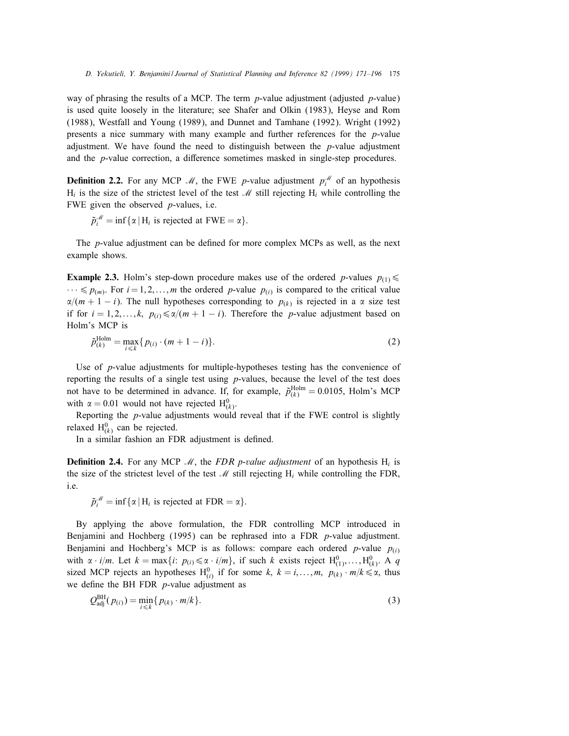way of phrasing the results of a MCP. The term $p$-value adjustment (adjusted $p$-value) is used quite loosely in the literature; see Shafer and Olkin (1983), Heyse and Rom (1988), Westfall and Young (1989), and Dunnet and Tamhane (1992). Wright (1992) presents a nice summary with many example and further references for the $p$-value adjustment. We have found the need to distinguish between the $p$-value adjustment and the $p$-value correction, a difference sometimes masked in single-step procedures.

**Definition 2.2.** For any MCP $\mathscr{M}$, the FWE $p$-value adjustment $p_i^{\mathscr{M}}$ of an hypothesis $\mathrm{H}_i$ is the size of the strictest level of the test $\mathscr{M}$ still rejecting $\mathrm{H}_i$ while controlling the FWE given the observed $p$-values, i.e.

$$\tilde{p}_i^{\mathscr{M}} = \inf\{\alpha \mid \mathrm{H}_i \text{ is rejected at FWE} = \alpha\}.$$

The $p$-value adjustment can be defined for more complex MCPs as well, as the next example shows.

**Example 2.3.** Holm's step-down procedure makes use of the ordered $p$-values $p_{(1)} \leqslant \cdots \leqslant p_{(m)}$. For $i = 1, 2, \ldots, m$ the ordered $p$-value $p_{(i)}$ is compared to the critical value $\alpha/(m+1-i)$. The null hypotheses corresponding to $p_{(k)}$ is rejected in a $\alpha$ size test if for $i = 1, 2, \ldots, k$, $p_{(i)} \leqslant \alpha/(m+1-i)$. Therefore the $p$-value adjustment based on Holm's MCP is

$$\tilde{p}_{(k)}^{\mathrm{Holm}} = \max_{i \leqslant k}\{p_{(i)} \cdot (m+1-i)\}. \tag{2}$$

Use of $p$-value adjustments for multiple-hypotheses testing has the convenience of reporting the results of a single test using $p$-values, because the level of the test does not have to be determined in advance. If, for example, $\tilde{p}_{(k)}^{\mathrm{Holm}} = 0.0105$, Holm's MCP with $\alpha = 0.01$ would not have rejected $\mathrm{H}_{(k)}^0$.

Reporting the $p$-value adjustments would reveal that if the FWE control is slightly relaxed $\mathrm{H}_{(k)}^0$ can be rejected.

In a similar fashion an FDR adjustment is defined.

**Definition 2.4.** For any MCP $\mathscr{M}$, the *FDR p-value adjustment* of an hypothesis $\mathrm{H}_i$ is the size of the strictest level of the test $\mathscr{M}$ still rejecting $\mathrm{H}_i$ while controlling the FDR, i.e.

$$\tilde{p}_i^{\mathscr{M}} = \inf\{\alpha \mid \mathrm{H}_i \text{ is rejected at FDR} = \alpha\}.$$

By applying the above formulation, the FDR controlling MCP introduced in Benjamini and Hochberg (1995) can be rephrased into a FDR $p$-value adjustment. Benjamini and Hochberg's MCP is as follows: compare each ordered $p$-value $p_{(i)}$ with $\alpha \cdot i/m$. Let $k = \max\{i\colon\, p_{(i)} \leqslant \alpha \cdot i/m\}$, if such $k$ exists reject $\mathrm{H}_{(1)}^0, \ldots, \mathrm{H}_{(k)}^0$. A $q$ sized MCP rejects an hypotheses $\mathrm{H}_{(i)}^0$ if for some $k$, $k = i, \ldots, m$, $p_{(k)} \cdot m/k \leqslant \alpha$, thus we define the BH FDR $p$-value adjustment as

$$Q_{\mathrm{adj}}^{\mathrm{BH}}(p_{(i)}) = \min_{i \leqslant k}\{p_{(k)} \cdot m/k\}. \tag{3}$$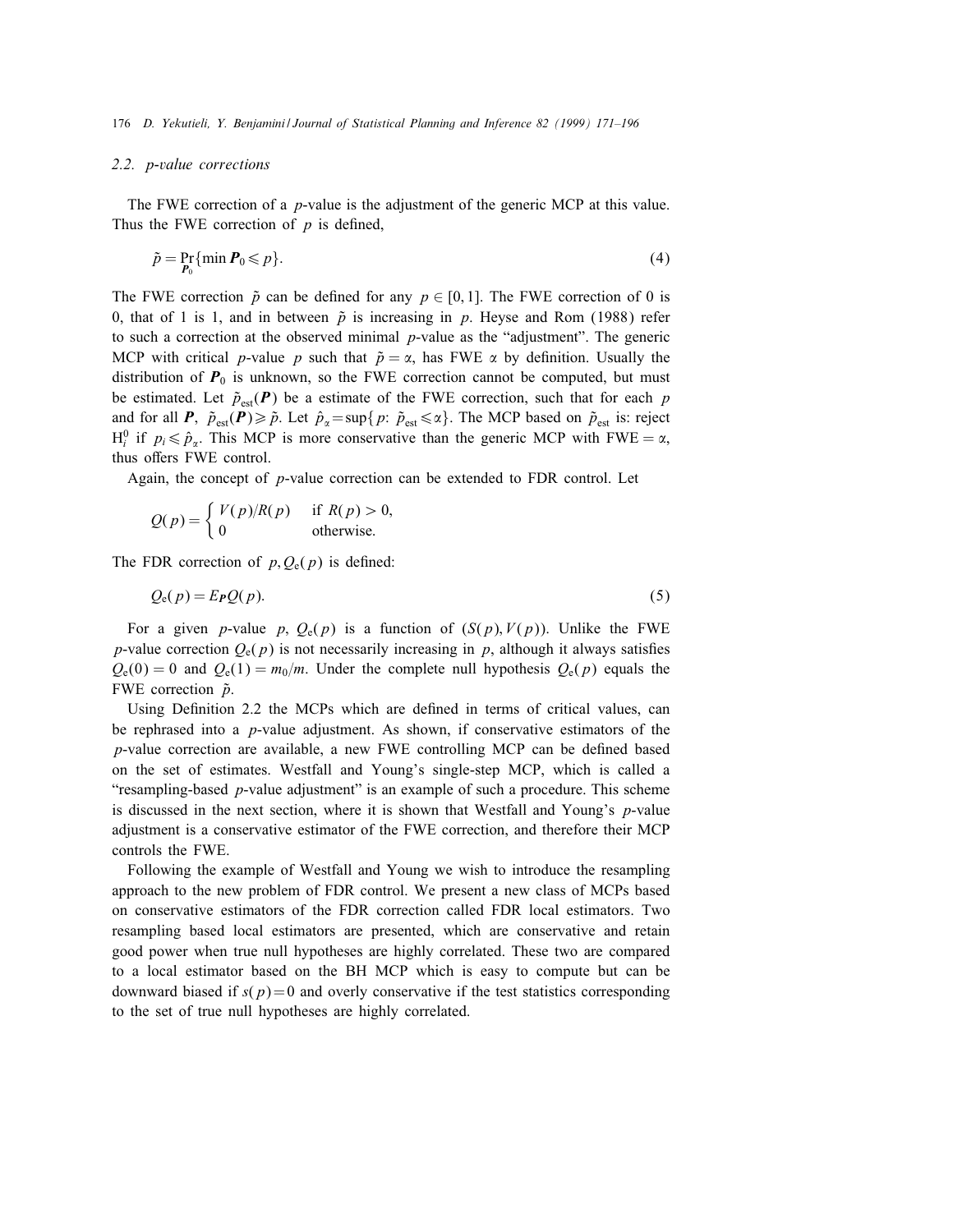### 2.2. p-value corrections

The FWE correction of a $p$-value is the adjustment of the generic MCP at this value. Thus the FWE correction of $p$ is defined,

$$\tilde{p} = \Pr_{\boldsymbol{P}_0}\{\min \boldsymbol{P}_0 \leqslant p\}. \tag{4}$$

The FWE correction $\tilde{p}$ can be defined for any $p \in [0,1]$. The FWE correction of 0 is 0, that of 1 is 1, and in between $\tilde{p}$ is increasing in $p$. Heyse and Rom (1988) refer to such a correction at the observed minimal $p$-value as the "adjustment". The generic MCP with critical $p$-value $p$ such that $\tilde{p} = \alpha$, has FWE $\alpha$ by definition. Usually the distribution of $\boldsymbol{P}_0$ is unknown, so the FWE correction cannot be computed, but must be estimated. Let $\tilde{p}_{\text{est}}(\boldsymbol{P})$ be a estimate of the FWE correction, such that for each $p$ and for all $\boldsymbol{P}$, $\tilde{p}_{\text{est}}(\boldsymbol{P}) \geqslant \tilde{p}$. Let $\hat{p}_\alpha = \sup\{p\colon \tilde{p}_{\text{est}} \leqslant \alpha\}$. The MCP based on $\tilde{p}_{\text{est}}$ is: reject $\text{H}_i^0$ if $p_i \leqslant \hat{p}_\alpha$. This MCP is more conservative than the generic MCP with FWE $= \alpha$, thus offers FWE control.

Again, the concept of $p$-value correction can be extended to FDR control. Let

$$Q(p) = \begin{cases} V(p)/R(p) & \text{if } R(p) > 0, \\ 0 & \text{otherwise.} \end{cases}$$

The FDR correction of $p, Q_{\text{e}}(p)$ is defined:

$$Q_{\text{e}}(p) = E_{\boldsymbol{P}} Q(p). \tag{5}$$

For a given $p$-value $p$, $Q_{\text{e}}(p)$ is a function of $(S(p), V(p))$. Unlike the FWE $p$-value correction $Q_{\text{e}}(p)$ is not necessarily increasing in $p$, although it always satisfies $Q_{\text{e}}(0) = 0$ and $Q_{\text{e}}(1) = m_0/m$. Under the complete null hypothesis $Q_{\text{e}}(p)$ equals the FWE correction $\tilde{p}$.

Using Definition 2.2 the MCPs which are defined in terms of critical values, can be rephrased into a $p$-value adjustment. As shown, if conservative estimators of the $p$-value correction are available, a new FWE controlling MCP can be defined based on the set of estimates. Westfall and Young's single-step MCP, which is called a "resampling-based $p$-value adjustment" is an example of such a procedure. This scheme is discussed in the next section, where it is shown that Westfall and Young's $p$-value adjustment is a conservative estimator of the FWE correction, and therefore their MCP controls the FWE.

Following the example of Westfall and Young we wish to introduce the resampling approach to the new problem of FDR control. We present a new class of MCPs based on conservative estimators of the FDR correction called FDR local estimators. Two resampling based local estimators are presented, which are conservative and retain good power when true null hypotheses are highly correlated. These two are compared to a local estimator based on the BH MCP which is easy to compute but can be downward biased if $s(p) = 0$ and overly conservative if the test statistics corresponding to the set of true null hypotheses are highly correlated.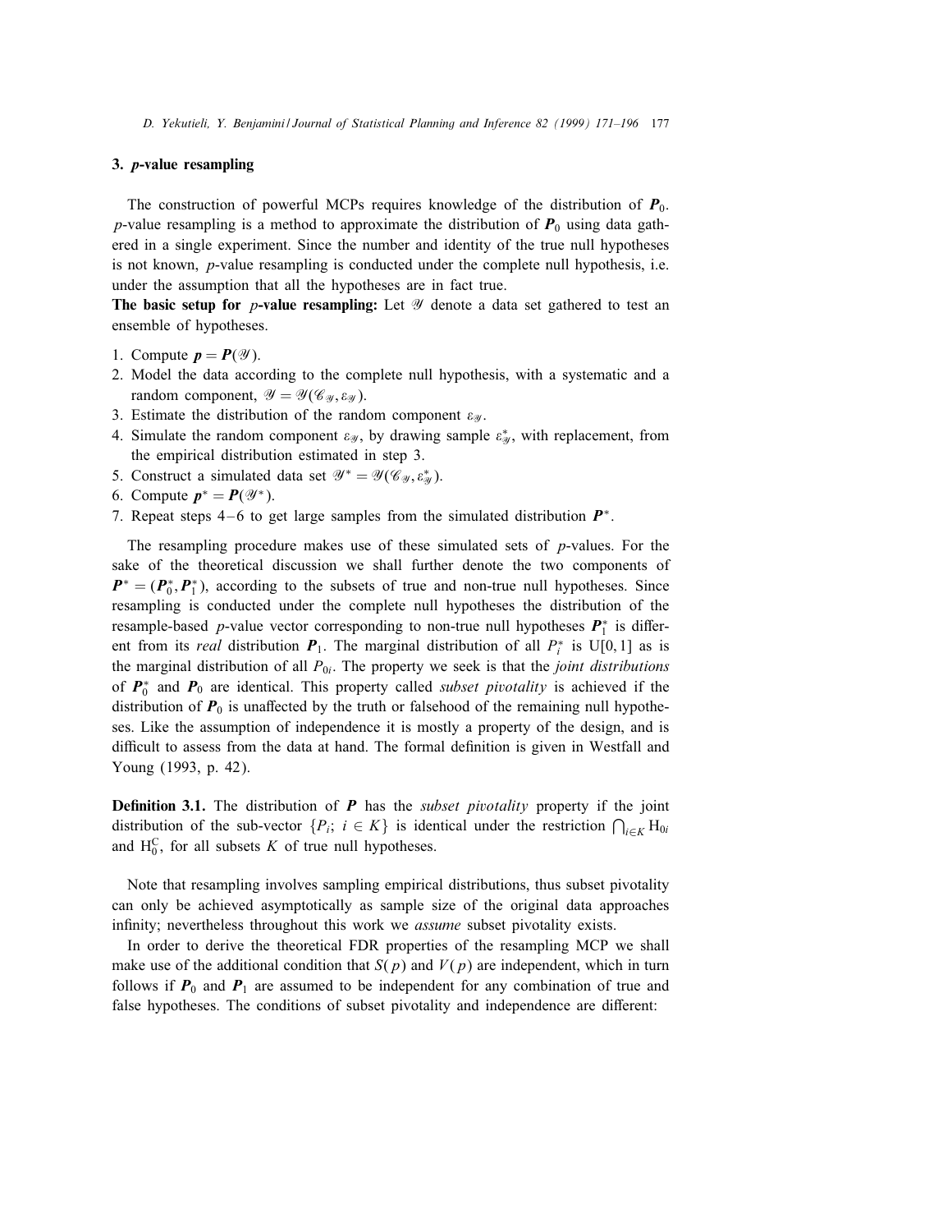## 3. *p*-value resampling

The construction of powerful MCPs requires knowledge of the distribution of $\boldsymbol{P}_0$. *p*-value resampling is a method to approximate the distribution of $\boldsymbol{P}_0$ using data gathered in a single experiment. Since the number and identity of the true null hypotheses is not known, *p*-value resampling is conducted under the complete null hypothesis, i.e. under the assumption that all the hypotheses are in fact true.

**The basic setup for *p*-value resampling:** Let $\mathscr{Y}$ denote a data set gathered to test an ensemble of hypotheses.

1. Compute $\boldsymbol{p} = \boldsymbol{P}(\mathscr{Y})$.
2. Model the data according to the complete null hypothesis, with a systematic and a random component, $\mathscr{Y} = \mathscr{Y}(\mathscr{C}_{\mathscr{Y}}, \varepsilon_{\mathscr{Y}})$.
3. Estimate the distribution of the random component $\varepsilon_{\mathscr{Y}}$.
4. Simulate the random component $\varepsilon_{\mathscr{Y}}$, by drawing sample $\varepsilon^*_{\mathscr{Y}}$, with replacement, from the empirical distribution estimated in step 3.
5. Construct a simulated data set $\mathscr{Y}^* = \mathscr{Y}(\mathscr{C}_{\mathscr{Y}}, \varepsilon^*_{\mathscr{Y}})$.
6. Compute $\boldsymbol{p}^* = \boldsymbol{P}(\mathscr{Y}^*)$.
7. Repeat steps 4–6 to get large samples from the simulated distribution $\boldsymbol{P}^*$.

The resampling procedure makes use of these simulated sets of *p*-values. For the sake of the theoretical discussion we shall further denote the two components of $\boldsymbol{P}^* = (\boldsymbol{P}^*_0, \boldsymbol{P}^*_1)$, according to the subsets of true and non-true null hypotheses. Since resampling is conducted under the complete null hypotheses the distribution of the resample-based *p*-value vector corresponding to non-true null hypotheses $\boldsymbol{P}^*_1$ is different from its *real* distribution $\boldsymbol{P}_1$. The marginal distribution of all $P^*_i$ is $\mathrm{U}[0,1]$ as is the marginal distribution of all $P_{0i}$. The property we seek is that the *joint distributions* of $\boldsymbol{P}^*_0$ and $\boldsymbol{P}_0$ are identical. This property called *subset pivotality* is achieved if the distribution of $\boldsymbol{P}_0$ is unaffected by the truth or falsehood of the remaining null hypotheses. Like the assumption of independence it is mostly a property of the design, and is difficult to assess from the data at hand. The formal definition is given in Westfall and Young (1993, p. 42).

**Definition 3.1.** The distribution of $\boldsymbol{P}$ has the *subset pivotality* property if the joint distribution of the sub-vector $\{P_i;\ i \in K\}$ is identical under the restriction $\bigcap_{i \in K} \mathrm{H}_{0i}$ and $\mathrm{H}^{\mathrm{C}}_0$, for all subsets $K$ of true null hypotheses.

Note that resampling involves sampling empirical distributions, thus subset pivotality can only be achieved asymptotically as sample size of the original data approaches infinity; nevertheless throughout this work we *assume* subset pivotality exists.

In order to derive the theoretical FDR properties of the resampling MCP we shall make use of the additional condition that $S(p)$ and $V(p)$ are independent, which in turn follows if $\boldsymbol{P}_0$ and $\boldsymbol{P}_1$ are assumed to be independent for any combination of true and false hypotheses. The conditions of subset pivotality and independence are different: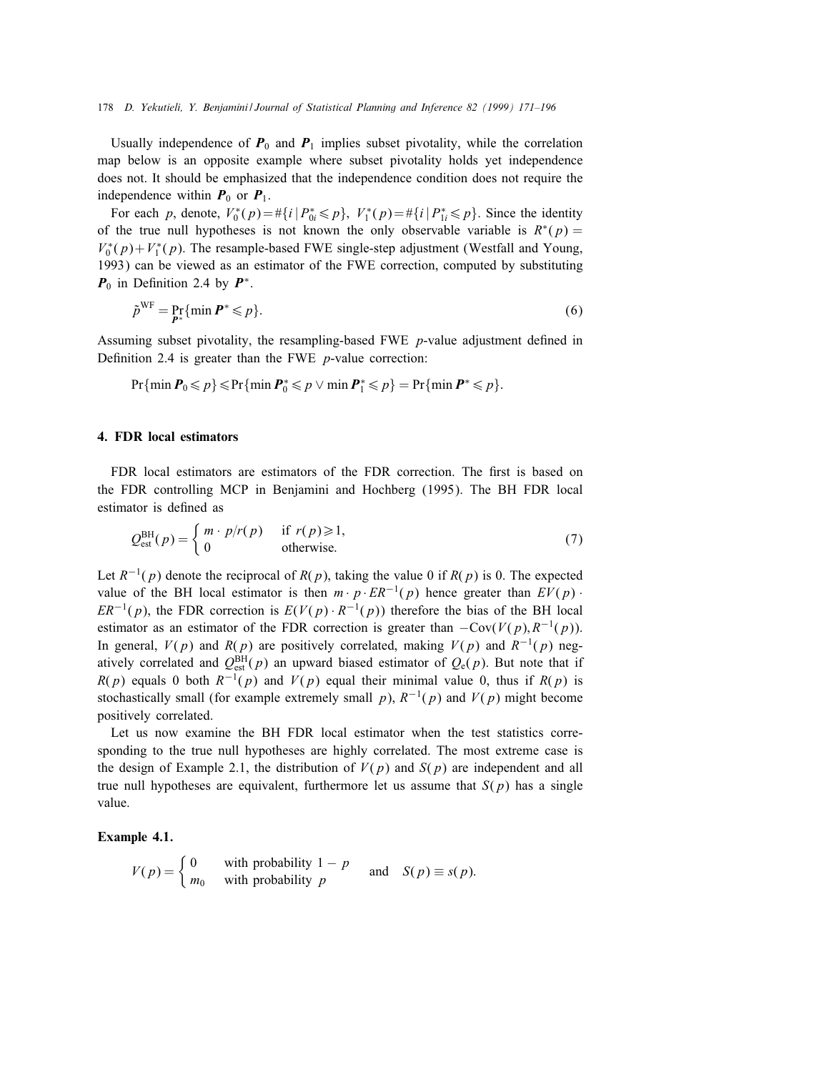Usually independence of $\boldsymbol{P}_0$ and $\boldsymbol{P}_1$ implies subset pivotality, while the correlation map below is an opposite example where subset pivotality holds yet independence does not. It should be emphasized that the independence condition does not require the independence within $\boldsymbol{P}_0$ or $\boldsymbol{P}_1$.

For each $p$, denote, $V_0^*(p) = \#\{i \mid P_{0i}^* \leqslant p\}$, $V_1^*(p) = \#\{i \mid P_{1i}^* \leqslant p\}$. Since the identity of the true null hypotheses is not known the only observable variable is $R^*(p) = V_0^*(p) + V_1^*(p)$. The resample-based FWE single-step adjustment (Westfall and Young, 1993) can be viewed as an estimator of the FWE correction, computed by substituting $\boldsymbol{P}_0$ in Definition 2.4 by $\boldsymbol{P}^*$.

$$\tilde{p}^{\mathrm{WF}} = \Pr_{\boldsymbol{P}^*}\{\min \boldsymbol{P}^* \leqslant p\}. \tag{6}$$

Assuming subset pivotality, the resampling-based FWE $p$-value adjustment defined in Definition 2.4 is greater than the FWE $p$-value correction:

$$\Pr\{\min \boldsymbol{P}_0 \leqslant p\} \leqslant \Pr\{\min \boldsymbol{P}_0^* \leqslant p \vee \min \boldsymbol{P}_1^* \leqslant p\} = \Pr\{\min \boldsymbol{P}^* \leqslant p\}.$$

## 4. FDR local estimators

FDR local estimators are estimators of the FDR correction. The first is based on the FDR controlling MCP in Benjamini and Hochberg (1995). The BH FDR local estimator is defined as

$$Q_{\mathrm{est}}^{\mathrm{BH}}(p) = \begin{cases} m \cdot p / r(p) & \text{if } r(p) \geqslant 1, \\ 0 & \text{otherwise.} \end{cases} \tag{7}$$

Let $R^{-1}(p)$ denote the reciprocal of $R(p)$, taking the value 0 if $R(p)$ is 0. The expected value of the BH local estimator is then $m \cdot p \cdot ER^{-1}(p)$ hence greater than $EV(p) \cdot ER^{-1}(p)$, the FDR correction is $E(V(p) \cdot R^{-1}(p))$ therefore the bias of the BH local estimator as an estimator of the FDR correction is greater than $-\mathrm{Cov}(V(p), R^{-1}(p))$. In general, $V(p)$ and $R(p)$ are positively correlated, making $V(p)$ and $R^{-1}(p)$ negatively correlated and $Q_{\mathrm{est}}^{\mathrm{BH}}(p)$ an upward biased estimator of $Q_{\mathrm{e}}(p)$. But note that if $R(p)$ equals 0 both $R^{-1}(p)$ and $V(p)$ equal their minimal value 0, thus if $R(p)$ is stochastically small (for example extremely small $p$), $R^{-1}(p)$ and $V(p)$ might become positively correlated.

Let us now examine the BH FDR local estimator when the test statistics corresponding to the true null hypotheses are highly correlated. The most extreme case is the design of Example 2.1, the distribution of $V(p)$ and $S(p)$ are independent and all true null hypotheses are equivalent, furthermore let us assume that $S(p)$ has a single value.

**Example 4.1.**

$$V(p) = \begin{cases} 0 & \text{with probability } 1 - p \\ m_0 & \text{with probability } p \end{cases} \quad \text{and} \quad S(p) \equiv s(p).$$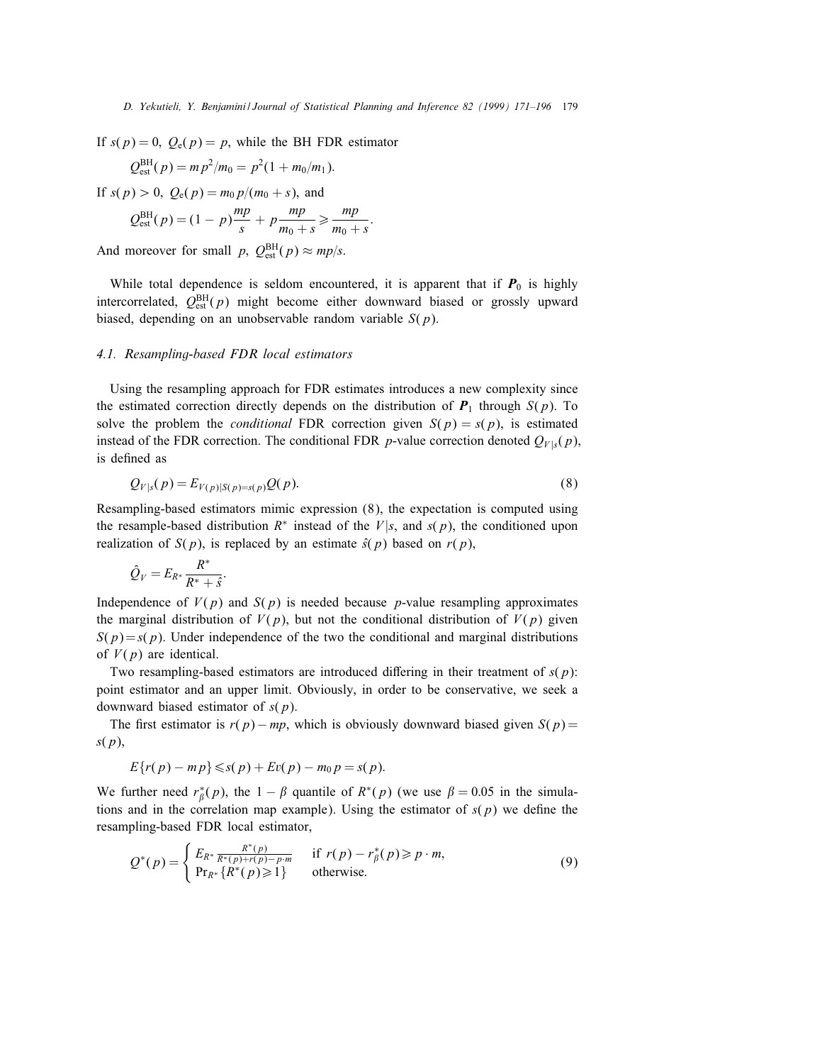If $s(p) = 0$, $Q_e(p) = p$, while the BH FDR estimator

$$Q_{\text{est}}^{\text{BH}}(p) = m\,p^2/m_0 = p^2(1 + m_0/m_1).$$

If $s(p) > 0$, $Q_e(p) = m_0\,p/(m_0 + s)$, and

$$Q_{\text{est}}^{\text{BH}}(p) = (1 - p)\frac{mp}{s} + p\frac{mp}{m_0 + s} \geqslant \frac{mp}{m_0 + s}.$$

And moreover for small $p$, $Q_{\text{est}}^{\text{BH}}(p) \approx mp/s$.

While total dependence is seldom encountered, it is apparent that if $\boldsymbol{P}_0$ is highly intercorrelated, $Q_{\text{est}}^{\text{BH}}(p)$ might become either downward biased or grossly upward biased, depending on an unobservable random variable $S(p)$.

### 4.1. Resampling-based FDR local estimators

Using the resampling approach for FDR estimates introduces a new complexity since the estimated correction directly depends on the distribution of $\boldsymbol{P}_1$ through $S(p)$. To solve the problem the *conditional* FDR correction given $S(p) = s(p)$, is estimated instead of the FDR correction. The conditional FDR $p$-value correction denoted $Q_{V|s}(p)$, is defined as

$$Q_{V|s}(p) = E_{V(p)|S(p)=s(p)}Q(p). \tag{8}$$

Resampling-based estimators mimic expression (8), the expectation is computed using the resample-based distribution $R^*$ instead of the $V|s$, and $s(p)$, the conditioned upon realization of $S(p)$, is replaced by an estimate $\hat{s}(p)$ based on $r(p)$,

$$\hat{Q}_V = E_{R^*}\frac{R^*}{R^* + \hat{s}}.$$

Independence of $V(p)$ and $S(p)$ is needed because $p$-value resampling approximates the marginal distribution of $V(p)$, but not the conditional distribution of $V(p)$ given $S(p) = s(p)$. Under independence of the two the conditional and marginal distributions of $V(p)$ are identical.

Two resampling-based estimators are introduced differing in their treatment of $s(p)$: point estimator and an upper limit. Obviously, in order to be conservative, we seek a downward biased estimator of $s(p)$.

The first estimator is $r(p) - mp$, which is obviously downward biased given $S(p) = s(p)$,

$$E\{r(p) - mp\} \leqslant s(p) + Ev(p) - m_0\,p = s(p).$$

We further need $r_\beta^*(p)$, the $1 - \beta$ quantile of $R^*(p)$ (we use $\beta = 0.05$ in the simulations and in the correlation map example). Using the estimator of $s(p)$ we define the resampling-based FDR local estimator,

$$Q^*(p) = \begin{cases} E_{R^*}\frac{R^*(p)}{R^*(p) + r(p) - p \cdot m} & \text{if } r(p) - r_\beta^*(p) \geqslant p \cdot m, \\ \Pr_{R^*}\{R^*(p) \geqslant 1\} & \text{otherwise.} \end{cases} \tag{9}$$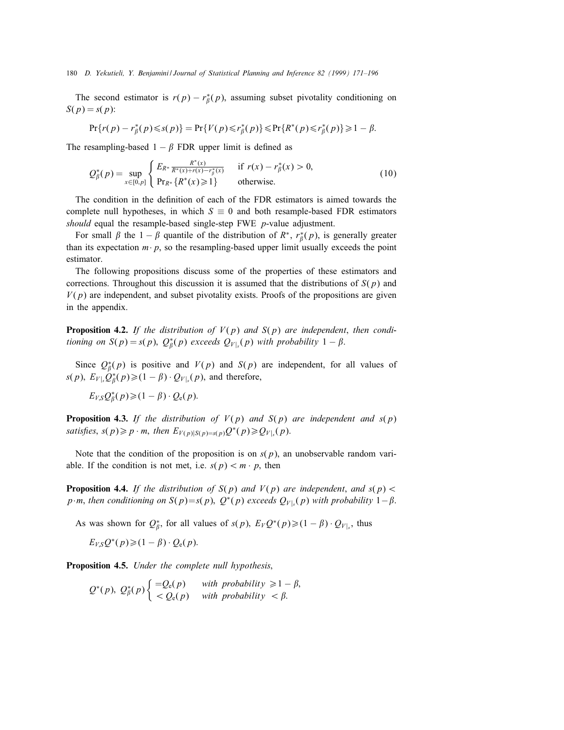The second estimator is $r(p) - r^*_\beta(p)$, assuming subset pivotality conditioning on $S(p) = s(p)$:

$$\Pr\{r(p) - r^*_\beta(p) \leqslant s(p)\} = \Pr\{V(p) \leqslant r^*_\beta(p)\} \leqslant \Pr\{R^*(p) \leqslant r^*_\beta(p)\} \geqslant 1 - \beta.$$

The resampling-based $1 - \beta$ FDR upper limit is defined as

$$Q^*_\beta(p) = \sup_{x \in [0,p]} \begin{cases} E_{R^*} \frac{R^*(x)}{R^*(x) + r(x) - r^*_\beta(x)} & \text{if } r(x) - r^*_\beta(x) > 0, \\ \Pr_{R^*}\{R^*(x) \geqslant 1\} & \text{otherwise.} \end{cases} \tag{10}$$

The condition in the definition of each of the FDR estimators is aimed towards the complete null hypotheses, in which $S \equiv 0$ and both resample-based FDR estimators *should* equal the resample-based single-step FWE $p$-value adjustment.

For small $\beta$ the $1 - \beta$ quantile of the distribution of $R^*$, $r^*_\beta(p)$, is generally greater than its expectation $m \cdot p$, so the resampling-based upper limit usually exceeds the point estimator.

The following propositions discuss some of the properties of these estimators and corrections. Throughout this discussion it is assumed that the distributions of $S(p)$ and $V(p)$ are independent, and subset pivotality exists. Proofs of the propositions are given in the appendix.

**Proposition 4.2.** *If the distribution of $V(p)$ and $S(p)$ are independent, then conditioning on $S(p) = s(p)$, $Q^*_\beta(p)$ exceeds $Q_{V|_s}(p)$ with probability $1 - \beta$.*

Since $Q^*_\beta(p)$ is positive and $V(p)$ and $S(p)$ are independent, for all values of $s(p)$, $E_{V|_s} Q^*_\beta(p) \geqslant (1 - \beta) \cdot Q_{V|_s}(p)$, and therefore,

$$E_{V,S} Q^*_\beta(p) \geqslant (1 - \beta) \cdot Q_e(p).$$

**Proposition 4.3.** *If the distribution of $V(p)$ and $S(p)$ are independent and $s(p)$ satisfies, $s(p) \geqslant p \cdot m$, then $E_{V(p)|S(p)=s(p)} Q^*(p) \geqslant Q_{V|_s}(p)$.*

Note that the condition of the proposition is on $s(p)$, an unobservable random variable. If the condition is not met, i.e. $s(p) < m \cdot p$, then

**Proposition 4.4.** *If the distribution of $S(p)$ and $V(p)$ are independent, and $s(p) < p \cdot m$, then conditioning on $S(p) = s(p)$, $Q^*(p)$ exceeds $Q_{V|_s}(p)$ with probability $1 - \beta$.*

As was shown for $Q^*_\beta$, for all values of $s(p)$, $E_V Q^*(p) \geqslant (1 - \beta) \cdot Q_{V|_s}$, thus

$$E_{V,S} Q^*(p) \geqslant (1 - \beta) \cdot Q_e(p).$$

**Proposition 4.5.** *Under the complete null hypothesis,*

$$Q^*(p),\ Q^*_\beta(p) \begin{cases} = Q_e(p) & \text{with probability } \geqslant 1 - \beta, \\ < Q_e(p) & \text{with probability } < \beta. \end{cases}$$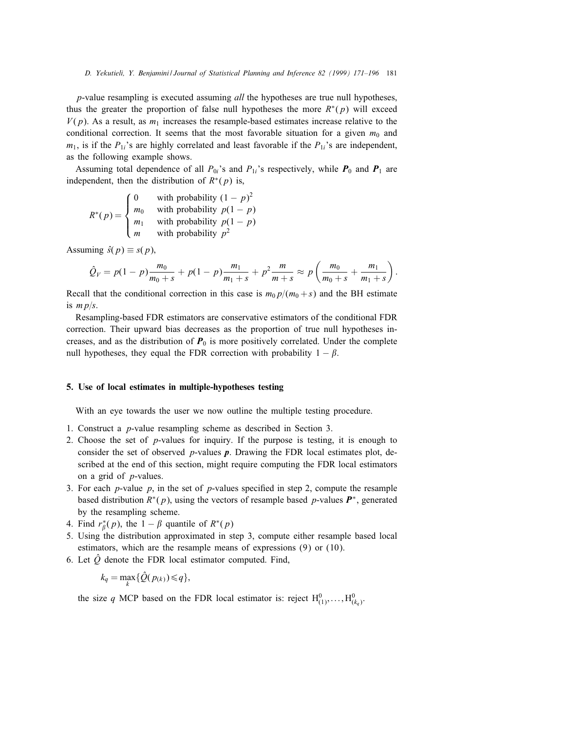$p$-value resampling is executed assuming *all* the hypotheses are true null hypotheses, thus the greater the proportion of false null hypotheses the more $R^*(p)$ will exceed $V(p)$. As a result, as $m_1$ increases the resample-based estimates increase relative to the conditional correction. It seems that the most favorable situation for a given $m_0$ and $m_1$, is if the $P_{1i}$'s are highly correlated and least favorable if the $P_{1i}$'s are independent, as the following example shows.

Assuming total dependence of all $P_{0i}$'s and $P_{1i}$'s respectively, while $\boldsymbol{P}_0$ and $\boldsymbol{P}_1$ are independent, then the distribution of $R^*(p)$ is,

$$R^*(p) = \begin{cases} 0 & \text{with probability } (1-p)^2 \\ m_0 & \text{with probability } p(1-p) \\ m_1 & \text{with probability } p(1-p) \\ m & \text{with probability } p^2 \end{cases}$$

Assuming $\hat{s}(p) \equiv s(p)$,

$$\hat{Q}_V = p(1-p)\frac{m_0}{m_0+s} + p(1-p)\frac{m_1}{m_1+s} + p^2\frac{m}{m+s} \approx p\left(\frac{m_0}{m_0+s} + \frac{m_1}{m_1+s}\right).$$

Recall that the conditional correction in this case is $m_0 p/(m_0+s)$ and the BH estimate is $mp/s$.

Resampling-based FDR estimators are conservative estimators of the conditional FDR correction. Their upward bias decreases as the proportion of true null hypotheses increases, and as the distribution of $\boldsymbol{P}_0$ is more positively correlated. Under the complete null hypotheses, they equal the FDR correction with probability $1-\beta$.

## 5. Use of local estimates in multiple-hypotheses testing

With an eye towards the user we now outline the multiple testing procedure.

1. Construct a $p$-value resampling scheme as described in Section 3.
2. Choose the set of $p$-values for inquiry. If the purpose is testing, it is enough to consider the set of observed $p$-values $\boldsymbol{p}$. Drawing the FDR local estimates plot, described at the end of this section, might require computing the FDR local estimators on a grid of $p$-values.
3. For each $p$-value $p$, in the set of $p$-values specified in step 2, compute the resample based distribution $R^*(p)$, using the vectors of resample based $p$-values $\boldsymbol{P}^*$, generated by the resampling scheme.
4. Find $r^*_\beta(p)$, the $1-\beta$ quantile of $R^*(p)$
5. Using the distribution approximated in step 3, compute either resample based local estimators, which are the resample means of expressions (9) or (10).
6. Let $\hat{Q}$ denote the FDR local estimator computed. Find,

   $$k_q = \max_k\{\hat{Q}(p_{(k)}) \leqslant q\},$$

   the size $q$ MCP based on the FDR local estimator is: reject $\mathrm{H}^0_{(1)}, \ldots, \mathrm{H}^0_{(k_q)}$.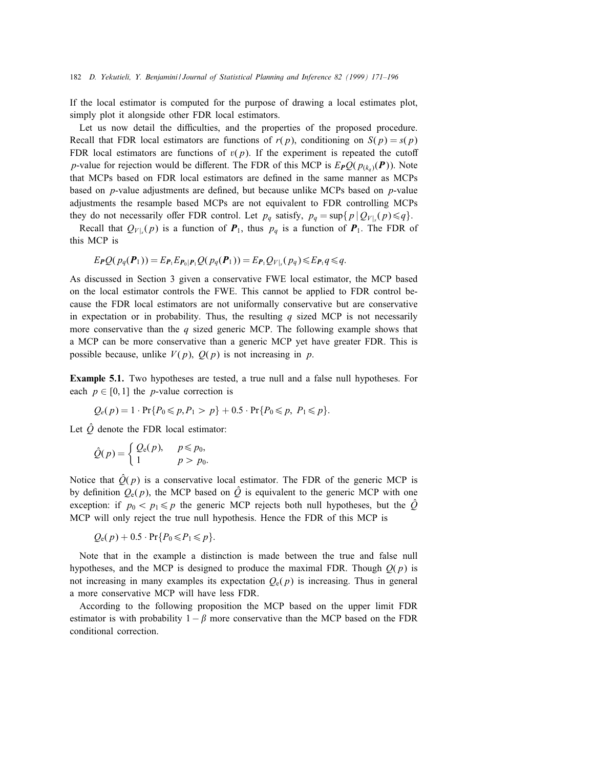If the local estimator is computed for the purpose of drawing a local estimates plot, simply plot it alongside other FDR local estimators.

Let us now detail the difficulties, and the properties of the proposed procedure. Recall that FDR local estimators are functions of $r(p)$, conditioning on $S(p) = s(p)$ FDR local estimators are functions of $v(p)$. If the experiment is repeated the cutoff $p$-value for rejection would be different. The FDR of this MCP is $E_{\boldsymbol{P}}Q(p_{(k_q)}(\boldsymbol{P}))$. Note that MCPs based on FDR local estimators are defined in the same manner as MCPs based on $p$-value adjustments are defined, but because unlike MCPs based on $p$-value adjustments the resample based MCPs are not equivalent to FDR controlling MCPs they do not necessarily offer FDR control. Let $p_q$ satisfy, $p_q = \sup\{p \mid Q_{V|s}(p) \leqslant q\}$.

Recall that $Q_{V|s}(p)$ is a function of $\boldsymbol{P}_1$, thus $p_q$ is a function of $\boldsymbol{P}_1$. The FDR of this MCP is

$$E_{\boldsymbol{P}}Q(p_q(\boldsymbol{P}_1)) = E_{\boldsymbol{P}_1}E_{\boldsymbol{P}_0|\boldsymbol{P}_1}Q(p_q(\boldsymbol{P}_1)) = E_{\boldsymbol{P}_1}Q_{V|s}(p_q) \leqslant E_{\boldsymbol{P}_1}q \leqslant q.$$

As discussed in Section 3 given a conservative FWE local estimator, the MCP based on the local estimator controls the FWE. This cannot be applied to FDR control because the FDR local estimators are not uniformally conservative but are conservative in expectation or in probability. Thus, the resulting $q$ sized MCP is not necessarily more conservative than the $q$ sized generic MCP. The following example shows that a MCP can be more conservative than a generic MCP yet have greater FDR. This is possible because, unlike $V(p)$, $Q(p)$ is not increasing in $p$.

**Example 5.1.** Two hypotheses are tested, a true null and a false null hypotheses. For each $p \in [0,1]$ the $p$-value correction is

$$Q_e(p) = 1 \cdot \Pr\{P_0 \leqslant p, P_1 > p\} + 0.5 \cdot \Pr\{P_0 \leqslant p,\ P_1 \leqslant p\}.$$

Let $\hat{Q}$ denote the FDR local estimator:

$$\hat{Q}(p) = \begin{cases} Q_e(p), & p \leqslant p_0, \\ 1 & p > p_0. \end{cases}$$

Notice that $\hat{Q}(p)$ is a conservative local estimator. The FDR of the generic MCP is by definition $Q_e(p)$, the MCP based on $\hat{Q}$ is equivalent to the generic MCP with one exception: if $p_0 < p_1 \leqslant p$ the generic MCP rejects both null hypotheses, but the $\hat{Q}$ MCP will only reject the true null hypothesis. Hence the FDR of this MCP is

$$Q_e(p) + 0.5 \cdot \Pr\{P_0 \leqslant P_1 \leqslant p\}.$$

Note that in the example a distinction is made between the true and false null hypotheses, and the MCP is designed to produce the maximal FDR. Though $Q(p)$ is not increasing in many examples its expectation $Q_e(p)$ is increasing. Thus in general a more conservative MCP will have less FDR.

According to the following proposition the MCP based on the upper limit FDR estimator is with probability $1-\beta$ more conservative than the MCP based on the FDR conditional correction.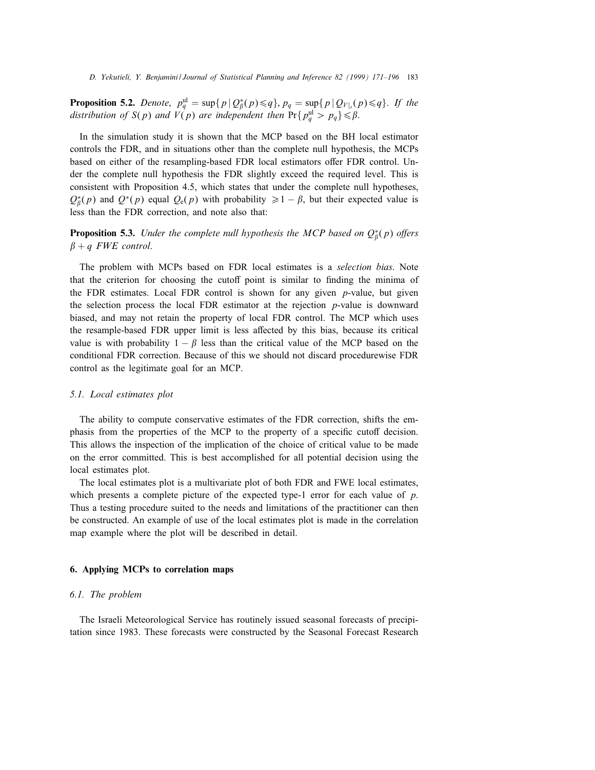**Proposition 5.2.** *Denote,* $p_q^{\text{ul}} = \sup\{p \mid Q_\beta^*(p) \leqslant q\}$, $p_q = \sup\{p \mid Q_{V|_s}(p) \leqslant q\}$. *If the distribution of* $S(p)$ *and* $V(p)$ *are independent then* $\Pr\{p_q^{\text{ul}} > p_q\} \leqslant \beta$.

In the simulation study it is shown that the MCP based on the BH local estimator controls the FDR, and in situations other than the complete null hypothesis, the MCPs based on either of the resampling-based FDR local estimators offer FDR control. Under the complete null hypothesis the FDR slightly exceed the required level. This is consistent with Proposition 4.5, which states that under the complete null hypotheses, $Q_\beta^*(p)$ and $Q^*(p)$ equal $Q_e(p)$ with probability $\geqslant 1-\beta$, but their expected value is less than the FDR correction, and note also that:

**Proposition 5.3.** *Under the complete null hypothesis the MCP based on* $Q_\beta^*(p)$ *offers* $\beta + q$ *FWE control.*

The problem with MCPs based on FDR local estimates is a *selection bias*. Note that the criterion for choosing the cutoff point is similar to finding the minima of the FDR estimates. Local FDR control is shown for any given $p$-value, but given the selection process the local FDR estimator at the rejection $p$-value is downward biased, and may not retain the property of local FDR control. The MCP which uses the resample-based FDR upper limit is less affected by this bias, because its critical value is with probability $1-\beta$ less than the critical value of the MCP based on the conditional FDR correction. Because of this we should not discard procedurewise FDR control as the legitimate goal for an MCP.

### 5.1. Local estimates plot

The ability to compute conservative estimates of the FDR correction, shifts the emphasis from the properties of the MCP to the property of a specific cutoff decision. This allows the inspection of the implication of the choice of critical value to be made on the error committed. This is best accomplished for all potential decision using the local estimates plot.

The local estimates plot is a multivariate plot of both FDR and FWE local estimates, which presents a complete picture of the expected type-1 error for each value of $p$. Thus a testing procedure suited to the needs and limitations of the practitioner can then be constructed. An example of use of the local estimates plot is made in the correlation map example where the plot will be described in detail.

## 6. Applying MCPs to correlation maps

### 6.1. The problem

The Israeli Meteorological Service has routinely issued seasonal forecasts of precipitation since 1983. These forecasts were constructed by the Seasonal Forecast Research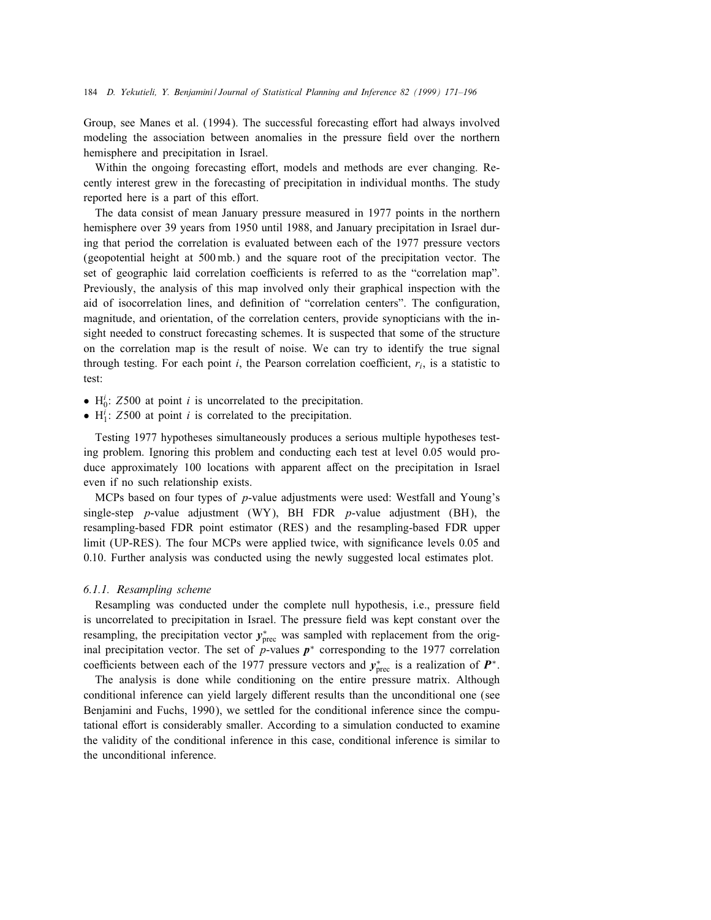Group, see Manes et al. (1994). The successful forecasting effort had always involved modeling the association between anomalies in the pressure field over the northern hemisphere and precipitation in Israel.

Within the ongoing forecasting effort, models and methods are ever changing. Recently interest grew in the forecasting of precipitation in individual months. The study reported here is a part of this effort.

The data consist of mean January pressure measured in 1977 points in the northern hemisphere over 39 years from 1950 until 1988, and January precipitation in Israel during that period the correlation is evaluated between each of the 1977 pressure vectors (geopotential height at 500 mb.) and the square root of the precipitation vector. The set of geographic laid correlation coefficients is referred to as the "correlation map". Previously, the analysis of this map involved only their graphical inspection with the aid of isocorrelation lines, and definition of "correlation centers". The configuration, magnitude, and orientation, of the correlation centers, provide synopticians with the insight needed to construct forecasting schemes. It is suspected that some of the structure on the correlation map is the result of noise. We can try to identify the true signal through testing. For each point $i$, the Pearson correlation coefficient, $r_i$, is a statistic to test:

- $H_0^i$: $Z500$ at point $i$ is uncorrelated to the precipitation.
- $H_1^i$: $Z500$ at point $i$ is correlated to the precipitation.

Testing 1977 hypotheses simultaneously produces a serious multiple hypotheses testing problem. Ignoring this problem and conducting each test at level 0.05 would produce approximately 100 locations with apparent affect on the precipitation in Israel even if no such relationship exists.

MCPs based on four types of $p$-value adjustments were used: Westfall and Young's single-step $p$-value adjustment (WY), BH FDR $p$-value adjustment (BH), the resampling-based FDR point estimator (RES) and the resampling-based FDR upper limit (UP-RES). The four MCPs were applied twice, with significance levels 0.05 and 0.10. Further analysis was conducted using the newly suggested local estimates plot.

#### *6.1.1. Resampling scheme*

Resampling was conducted under the complete null hypothesis, i.e., pressure field is uncorrelated to precipitation in Israel. The pressure field was kept constant over the resampling, the precipitation vector $\boldsymbol{y}^*_{\text{prec}}$ was sampled with replacement from the original precipitation vector. The set of $p$-values $\boldsymbol{p}^*$ corresponding to the 1977 correlation coefficients between each of the 1977 pressure vectors and $\boldsymbol{y}^*_{\text{prec}}$ is a realization of $\boldsymbol{P}^*$.

The analysis is done while conditioning on the entire pressure matrix. Although conditional inference can yield largely different results than the unconditional one (see Benjamini and Fuchs, 1990), we settled for the conditional inference since the computational effort is considerably smaller. According to a simulation conducted to examine the validity of the conditional inference in this case, conditional inference is similar to the unconditional inference.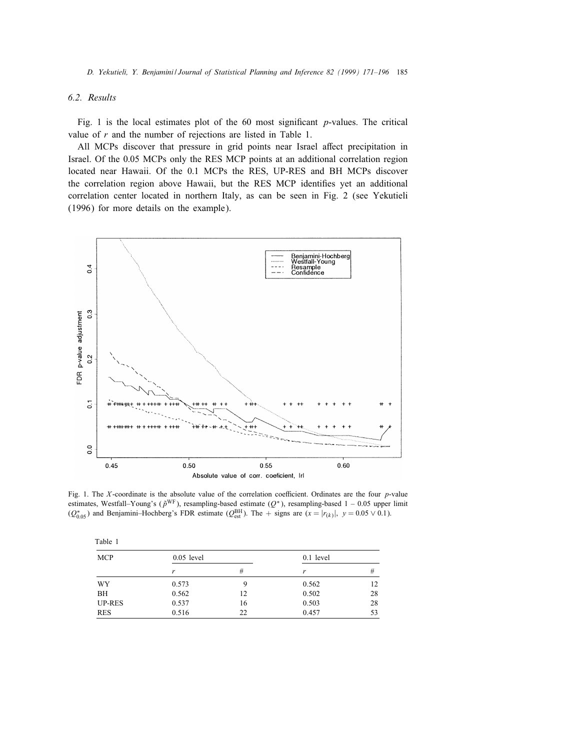### 6.2. Results

Fig. 1 is the local estimates plot of the 60 most significant $p$-values. The critical value of $r$ and the number of rejections are listed in Table 1.

All MCPs discover that pressure in grid points near Israel affect precipitation in Israel. Of the 0.05 MCPs only the RES MCP points at an additional correlation region located near Hawaii. Of the 0.1 MCPs the RES, UP-RES and BH MCPs discover the correlation region above Hawaii, but the RES MCP identifies yet an additional correlation center located in northern Italy, as can be seen in Fig. 2 (see Yekutieli (1996) for more details on the example).

Fig. 1. The $X$-coordinate is the absolute value of the correlation coefficient. Ordinates are the four $p$-value estimates, Westfall–Young's ($\tilde{p}^{\mathrm{WF}}$), resampling-based estimate ($Q^*$), resampling-based 1 – 0.05 upper limit ($Q^*_{0.05}$) and Benjamini–Hochberg's FDR estimate ($Q^{\mathrm{BH}}_{\mathrm{est}}$). The + signs are ($x = |r_{(k)}|,\ y = 0.05 \vee 0.1$).

Table 1

| MCP | 0.05 level | | 0.1 level | |
|---|---|---|---|---|
| | $r$ | # | $r$ | # |
| WY | 0.573 | 9 | 0.562 | 12 |
| BH | 0.562 | 12 | 0.502 | 28 |
| UP-RES | 0.537 | 16 | 0.503 | 28 |
| RES | 0.516 | 22 | 0.457 | 53 |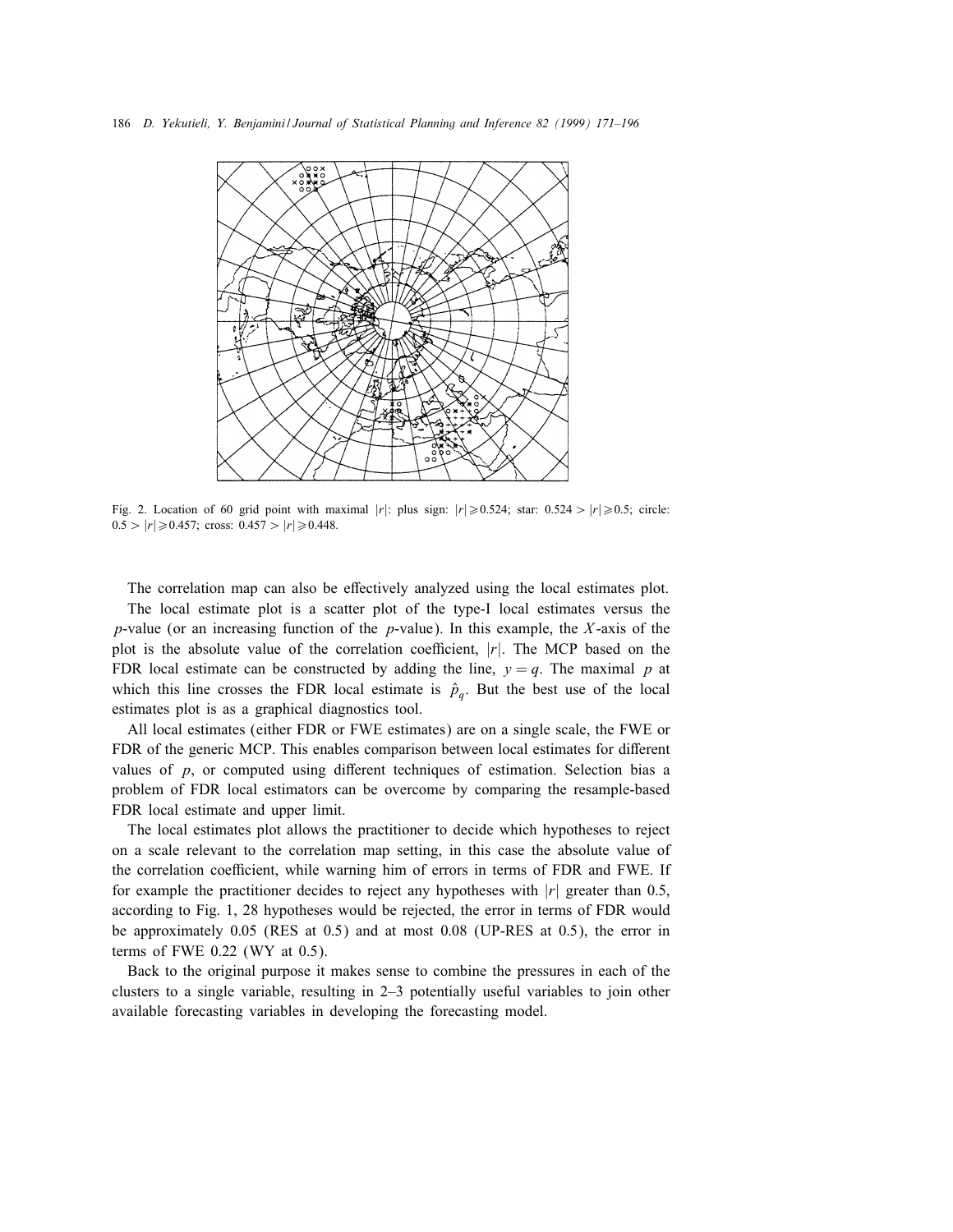Fig. 2. Location of 60 grid point with maximal $|r|$: plus sign: $|r| \geqslant 0.524$; star: $0.524 > |r| \geqslant 0.5$; circle: $0.5 > |r| \geqslant 0.457$; cross: $0.457 > |r| \geqslant 0.448$.

The correlation map can also be effectively analyzed using the local estimates plot.

The local estimate plot is a scatter plot of the type-I local estimates versus the $p$-value (or an increasing function of the $p$-value). In this example, the $X$-axis of the plot is the absolute value of the correlation coefficient, $|r|$. The MCP based on the FDR local estimate can be constructed by adding the line, $y = q$. The maximal $p$ at which this line crosses the FDR local estimate is $\hat{p}_q$. But the best use of the local estimates plot is as a graphical diagnostics tool.

All local estimates (either FDR or FWE estimates) are on a single scale, the FWE or FDR of the generic MCP. This enables comparison between local estimates for different values of $p$, or computed using different techniques of estimation. Selection bias a problem of FDR local estimators can be overcome by comparing the resample-based FDR local estimate and upper limit.

The local estimates plot allows the practitioner to decide which hypotheses to reject on a scale relevant to the correlation map setting, in this case the absolute value of the correlation coefficient, while warning him of errors in terms of FDR and FWE. If for example the practitioner decides to reject any hypotheses with $|r|$ greater than 0.5, according to Fig. 1, 28 hypotheses would be rejected, the error in terms of FDR would be approximately 0.05 (RES at 0.5) and at most 0.08 (UP-RES at 0.5), the error in terms of FWE 0.22 (WY at 0.5).

Back to the original purpose it makes sense to combine the pressures in each of the clusters to a single variable, resulting in 2–3 potentially useful variables to join other available forecasting variables in developing the forecasting model.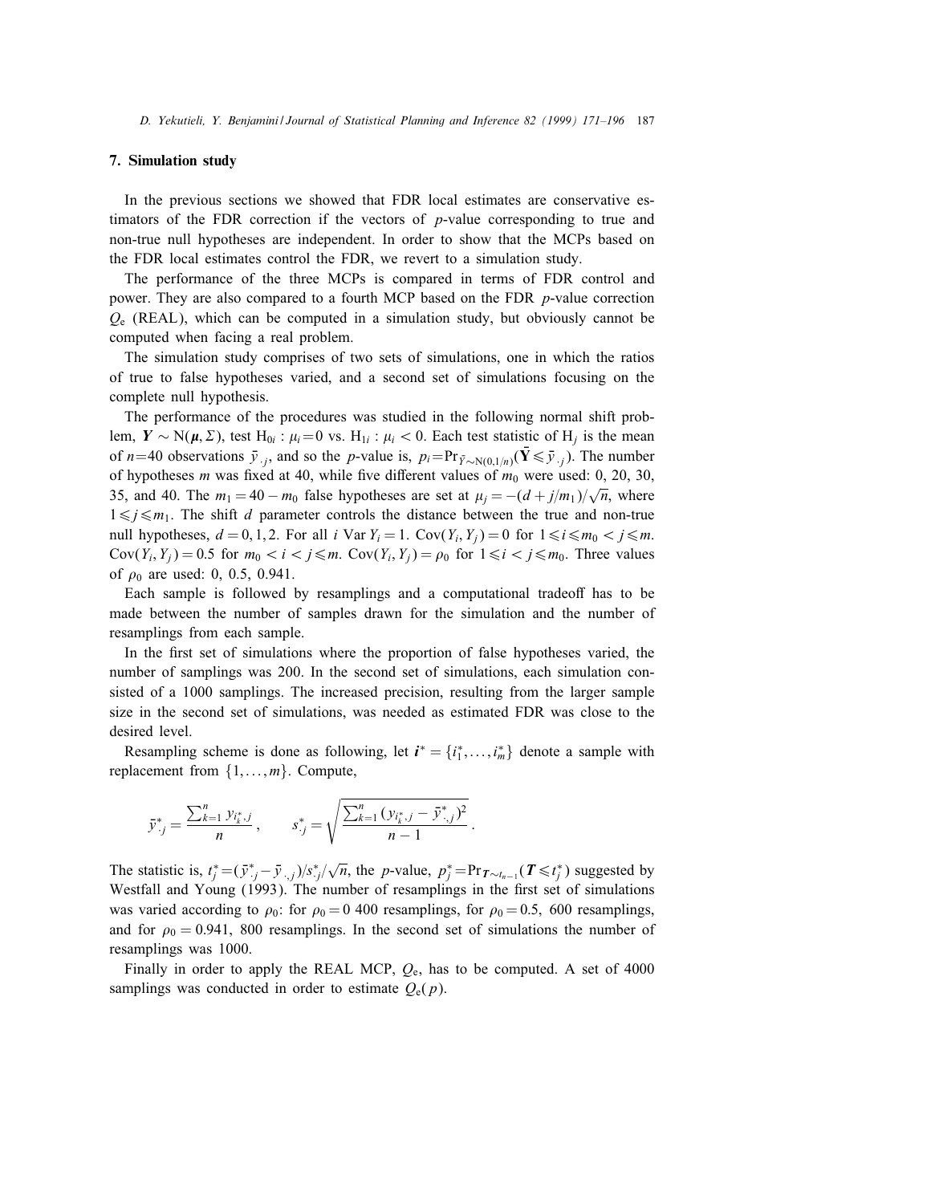## 7. Simulation study

In the previous sections we showed that FDR local estimates are conservative estimators of the FDR correction if the vectors of $p$-value corresponding to true and non-true null hypotheses are independent. In order to show that the MCPs based on the FDR local estimates control the FDR, we revert to a simulation study.

The performance of the three MCPs is compared in terms of FDR control and power. They are also compared to a fourth MCP based on the FDR $p$-value correction $Q_e$ (REAL), which can be computed in a simulation study, but obviously cannot be computed when facing a real problem.

The simulation study comprises of two sets of simulations, one in which the ratios of true to false hypotheses varied, and a second set of simulations focusing on the complete null hypothesis.

The performance of the procedures was studied in the following normal shift problem, $\boldsymbol{Y} \sim \mathrm{N}(\boldsymbol{\mu}, \Sigma)$, test $\mathrm{H}_{0i} : \mu_i = 0$ vs. $\mathrm{H}_{1i} : \mu_i < 0$. Each test statistic of $\mathrm{H}_j$ is the mean of $n$=40 observations $\bar{y}_{\cdot j}$, and so the $p$-value is, $p_i = \mathrm{Pr}_{\bar{Y} \sim \mathrm{N}(0,1/n)}(\bar{\mathbf{Y}} \leqslant \bar{y}_{\cdot j})$. The number of hypotheses $m$ was fixed at 40, while five different values of $m_0$ were used: 0, 20, 30, 35, and 40. The $m_1 = 40 - m_0$ false hypotheses are set at $\mu_j = -(d + j/m_1)/\sqrt{n}$, where $1 \leqslant j \leqslant m_1$. The shift $d$ parameter controls the distance between the true and non-true null hypotheses, $d = 0, 1, 2$. For all $i$ Var $Y_i = 1$. $\mathrm{Cov}(Y_i, Y_j) = 0$ for $1 \leqslant i \leqslant m_0 < j \leqslant m$. $\mathrm{Cov}(Y_i, Y_j) = 0.5$ for $m_0 < i < j \leqslant m$. $\mathrm{Cov}(Y_i, Y_j) = \rho_0$ for $1 \leqslant i < j \leqslant m_0$. Three values of $\rho_0$ are used: 0, 0.5, 0.941.

Each sample is followed by resamplings and a computational tradeoff has to be made between the number of samples drawn for the simulation and the number of resamplings from each sample.

In the first set of simulations where the proportion of false hypotheses varied, the number of samplings was 200. In the second set of simulations, each simulation consisted of a 1000 samplings. The increased precision, resulting from the larger sample size in the second set of simulations, was needed as estimated FDR was close to the desired level.

Resampling scheme is done as following, let $\boldsymbol{i}^* = \{i_1^*, \ldots, i_m^*\}$ denote a sample with replacement from $\{1, \ldots, m\}$. Compute,

$$\bar{y}^*_{\cdot j} = \frac{\sum_{k=1}^n y_{i_k^*, j}}{n}, \qquad s^*_{\cdot j} = \sqrt{\frac{\sum_{k=1}^n (y_{i_k^*, j} - \bar{y}^*_{\cdot, j})^2}{n-1}}\,.$$

The statistic is, $t_j^* = (\bar{y}^*_{\cdot j} - \bar{y}_{\cdot, j})/s^*_{\cdot j}/\sqrt{n}$, the $p$-value, $p_j^* = \mathrm{Pr}_{\boldsymbol{T} \sim t_{n-1}}(\boldsymbol{T} \leqslant t_j^*)$ suggested by Westfall and Young (1993). The number of resamplings in the first set of simulations was varied according to $\rho_0$: for $\rho_0 = 0$ 400 resamplings, for $\rho_0 = 0.5$, 600 resamplings, and for $\rho_0 = 0.941$, 800 resamplings. In the second set of simulations the number of resamplings was 1000.

Finally in order to apply the REAL MCP, $Q_e$, has to be computed. A set of 4000 samplings was conducted in order to estimate $Q_e(p)$.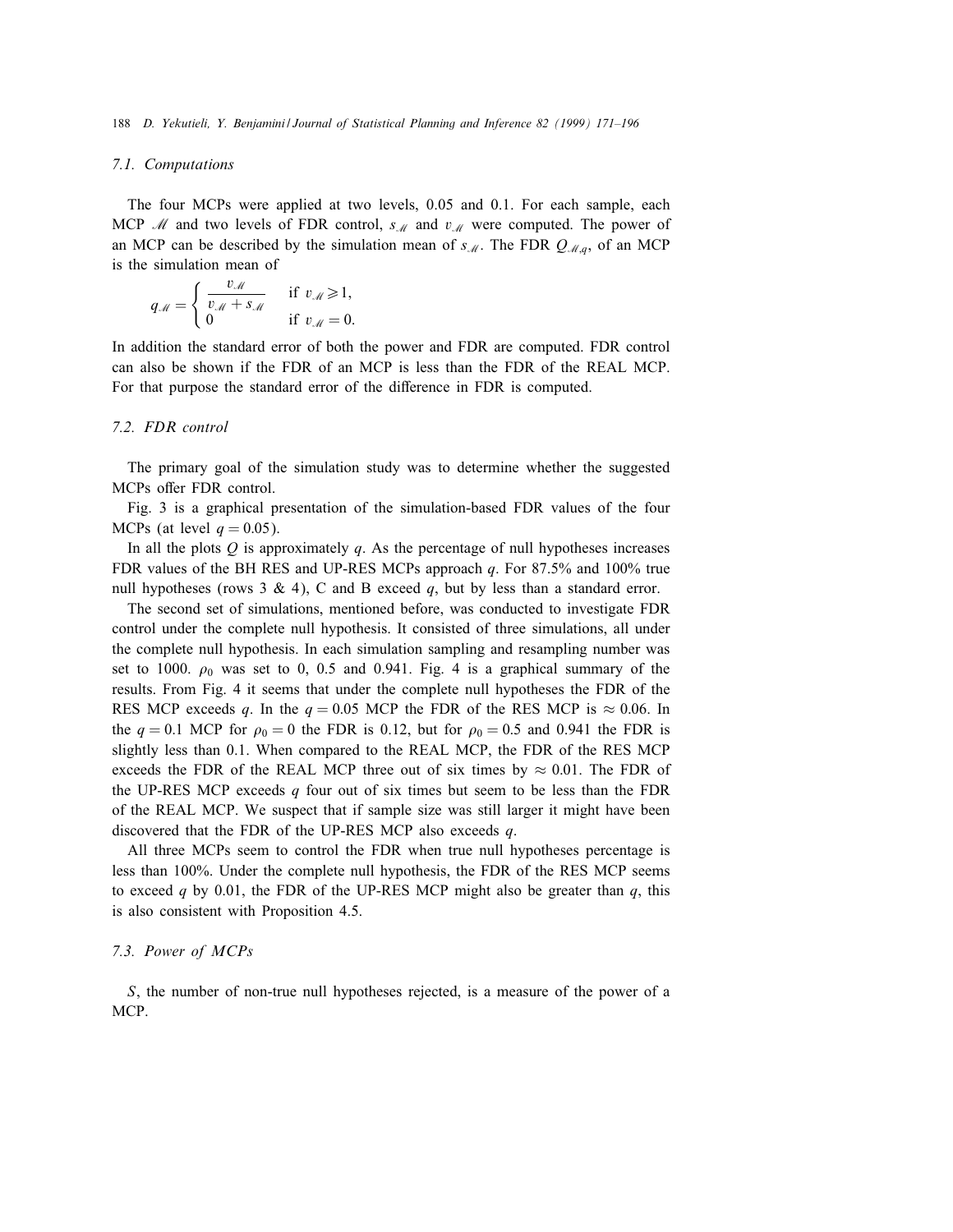### 7.1. Computations

The four MCPs were applied at two levels, 0.05 and 0.1. For each sample, each MCP $\mathscr{M}$ and two levels of FDR control, $s_{\mathscr{M}}$ and $v_{\mathscr{M}}$ were computed. The power of an MCP can be described by the simulation mean of $s_{\mathscr{M}}$. The FDR $Q_{\mathscr{M},q}$, of an MCP is the simulation mean of

$$q_{\mathscr{M}} = \begin{cases} \dfrac{v_{\mathscr{M}}}{v_{\mathscr{M}} + s_{\mathscr{M}}} & \text{if } v_{\mathscr{M}} \geqslant 1, \\ 0 & \text{if } v_{\mathscr{M}} = 0. \end{cases}$$

In addition the standard error of both the power and FDR are computed. FDR control can also be shown if the FDR of an MCP is less than the FDR of the REAL MCP. For that purpose the standard error of the difference in FDR is computed.

### 7.2. FDR control

The primary goal of the simulation study was to determine whether the suggested MCPs offer FDR control.

Fig. 3 is a graphical presentation of the simulation-based FDR values of the four MCPs (at level $q = 0.05$).

In all the plots $Q$ is approximately $q$. As the percentage of null hypotheses increases FDR values of the BH RES and UP-RES MCPs approach $q$. For 87.5% and 100% true null hypotheses (rows 3 & 4), C and B exceed $q$, but by less than a standard error.

The second set of simulations, mentioned before, was conducted to investigate FDR control under the complete null hypothesis. It consisted of three simulations, all under the complete null hypothesis. In each simulation sampling and resampling number was set to 1000. $\rho_0$ was set to 0, 0.5 and 0.941. Fig. 4 is a graphical summary of the results. From Fig. 4 it seems that under the complete null hypotheses the FDR of the RES MCP exceeds $q$. In the $q = 0.05$ MCP the FDR of the RES MCP is $\approx 0.06$. In the $q = 0.1$ MCP for $\rho_0 = 0$ the FDR is 0.12, but for $\rho_0 = 0.5$ and 0.941 the FDR is slightly less than 0.1. When compared to the REAL MCP, the FDR of the RES MCP exceeds the FDR of the REAL MCP three out of six times by $\approx 0.01$. The FDR of the UP-RES MCP exceeds $q$ four out of six times but seem to be less than the FDR of the REAL MCP. We suspect that if sample size was still larger it might have been discovered that the FDR of the UP-RES MCP also exceeds $q$.

All three MCPs seem to control the FDR when true null hypotheses percentage is less than 100%. Under the complete null hypothesis, the FDR of the RES MCP seems to exceed $q$ by 0.01, the FDR of the UP-RES MCP might also be greater than $q$, this is also consistent with Proposition 4.5.

### 7.3. Power of MCPs

$S$, the number of non-true null hypotheses rejected, is a measure of the power of a MCP.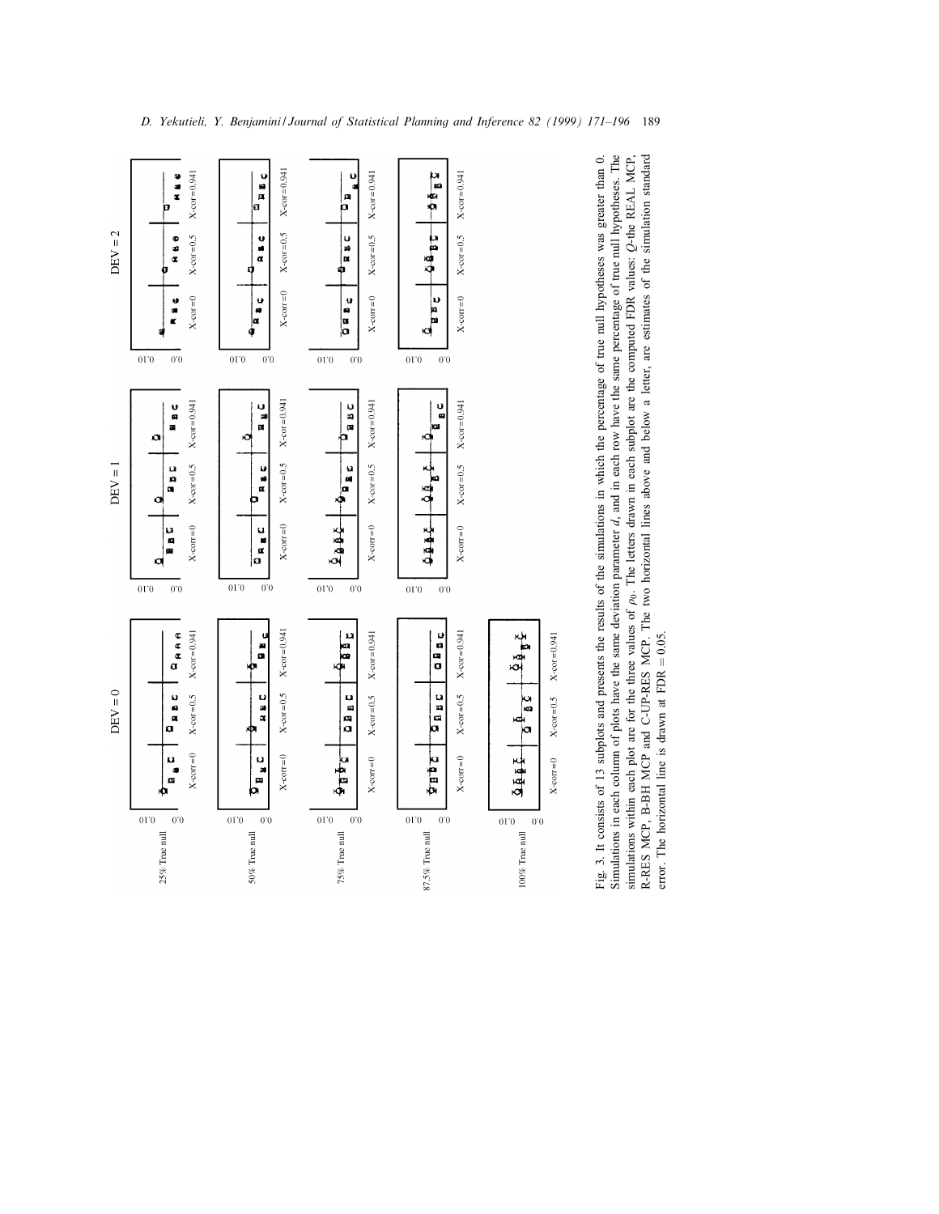Fig. 3. It consists of 13 subplots and presents the results of the simulations in which the percentage of true null hypotheses was greater than 0. Simulations in each column of plots have the same deviation parameter $d$, and in each row have the same percentage of true null hypotheses. The simulations within each plot are for the three values of $\rho_0$. The letters drawn in each subplot are the computed FDR values: $Q$-the REAL MCP, R-RES MCP, B-BH MCP and C-UP-RES MCP. The two horizontal lines above and below a letter, are estimates of the simulation standard error. The horizontal line is drawn at FDR $= 0.05$.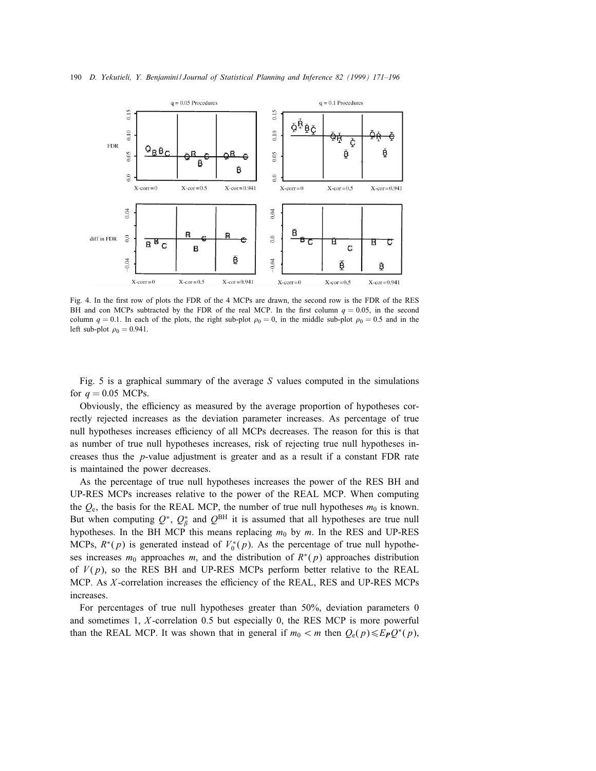Fig. 4. In the first row of plots the FDR of the 4 MCPs are drawn, the second row is the FDR of the RES BH and con MCPs subtracted by the FDR of the real MCP. In the first column $q = 0.05$, in the second column $q = 0.1$. In each of the plots, the right sub-plot $\rho_0 = 0$, in the middle sub-plot $\rho_0 = 0.5$ and in the left sub-plot $\rho_0 = 0.941$.

Fig. 5 is a graphical summary of the average $S$ values computed in the simulations for $q = 0.05$ MCPs.

Obviously, the efficiency as measured by the average proportion of hypotheses correctly rejected increases as the deviation parameter increases. As percentage of true null hypotheses increases efficiency of all MCPs decreases. The reason for this is that as number of true null hypotheses increases, risk of rejecting true null hypotheses increases thus the $p$-value adjustment is greater and as a result if a constant FDR rate is maintained the power decreases.

As the percentage of true null hypotheses increases the power of the RES BH and UP-RES MCPs increases relative to the power of the REAL MCP. When computing the $Q_e$, the basis for the REAL MCP, the number of true null hypotheses $m_0$ is known. But when computing $Q^*$, $Q^*_\beta$ and $Q^{BH}$ it is assumed that all hypotheses are true null hypotheses. In the BH MCP this means replacing $m_0$ by $m$. In the RES and UP-RES MCPs, $R^*(p)$ is generated instead of $V_0^*(p)$. As the percentage of true null hypotheses increases $m_0$ approaches $m$, and the distribution of $R^*(p)$ approaches distribution of $V(p)$, so the RES BH and UP-RES MCPs perform better relative to the REAL MCP. As $X$-correlation increases the efficiency of the REAL, RES and UP-RES MCPs increases.

For percentages of true null hypotheses greater than 50%, deviation parameters 0 and sometimes 1, $X$-correlation 0.5 but especially 0, the RES MCP is more powerful than the REAL MCP. It was shown that in general if $m_0 < m$ then $Q_e(p) \leqslant E_{\boldsymbol{P}} Q^*(p)$,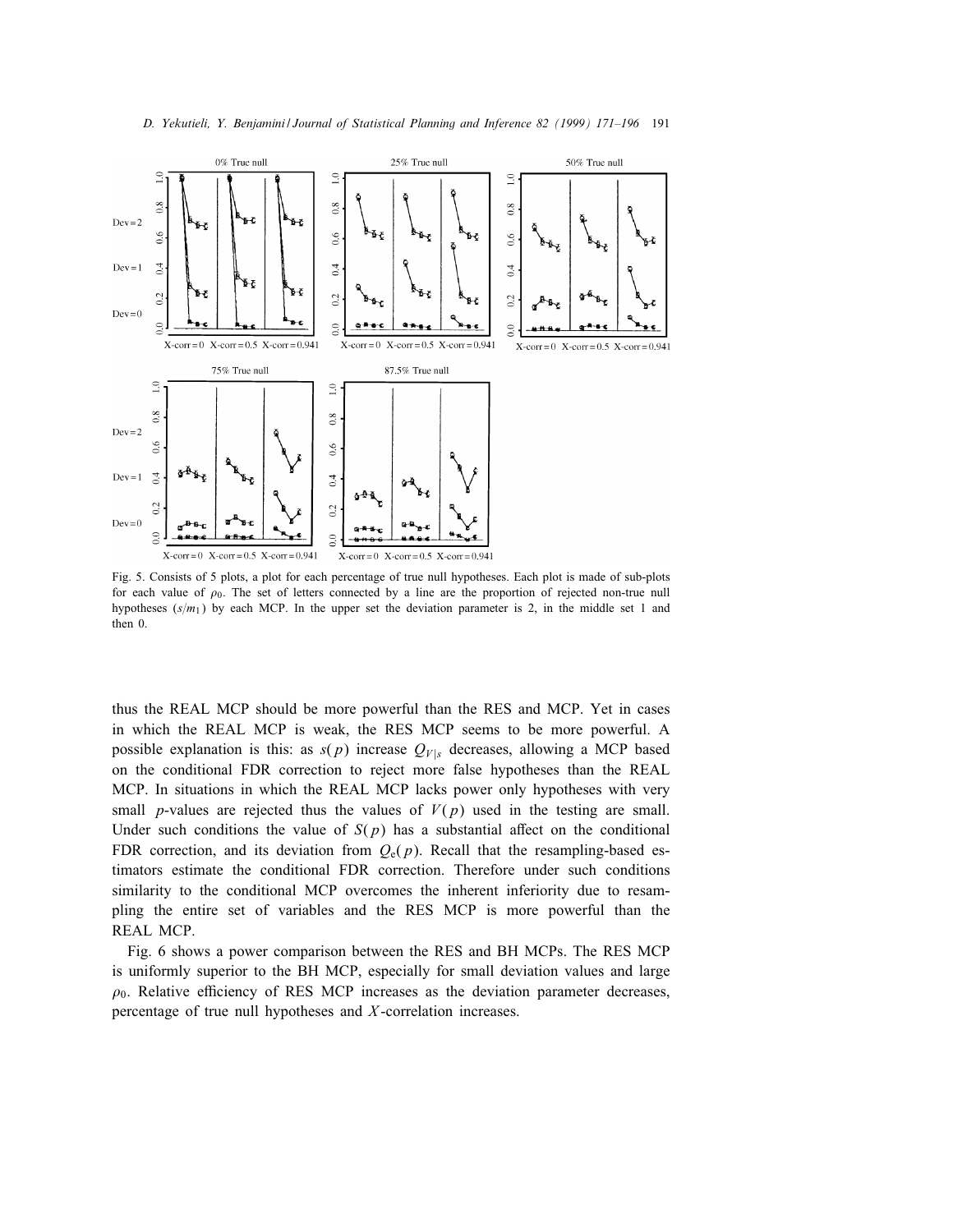Fig. 5. Consists of 5 plots, a plot for each percentage of true null hypotheses. Each plot is made of sub-plots for each value of $\rho_0$. The set of letters connected by a line are the proportion of rejected non-true null hypotheses ($s/m_1$) by each MCP. In the upper set the deviation parameter is 2, in the middle set 1 and then 0.

thus the REAL MCP should be more powerful than the RES and MCP. Yet in cases in which the REAL MCP is weak, the RES MCP seems to be more powerful. A possible explanation is this: as $s(p)$ increase $Q_{V|s}$ decreases, allowing a MCP based on the conditional FDR correction to reject more false hypotheses than the REAL MCP. In situations in which the REAL MCP lacks power only hypotheses with very small $p$-values are rejected thus the values of $V(p)$ used in the testing are small. Under such conditions the value of $S(p)$ has a substantial affect on the conditional FDR correction, and its deviation from $Q_e(p)$. Recall that the resampling-based estimators estimate the conditional FDR correction. Therefore under such conditions similarity to the conditional MCP overcomes the inherent inferiority due to resampling the entire set of variables and the RES MCP is more powerful than the REAL MCP.

Fig. 6 shows a power comparison between the RES and BH MCPs. The RES MCP is uniformly superior to the BH MCP, especially for small deviation values and large $\rho_0$. Relative efficiency of RES MCP increases as the deviation parameter decreases, percentage of true null hypotheses and $X$-correlation increases.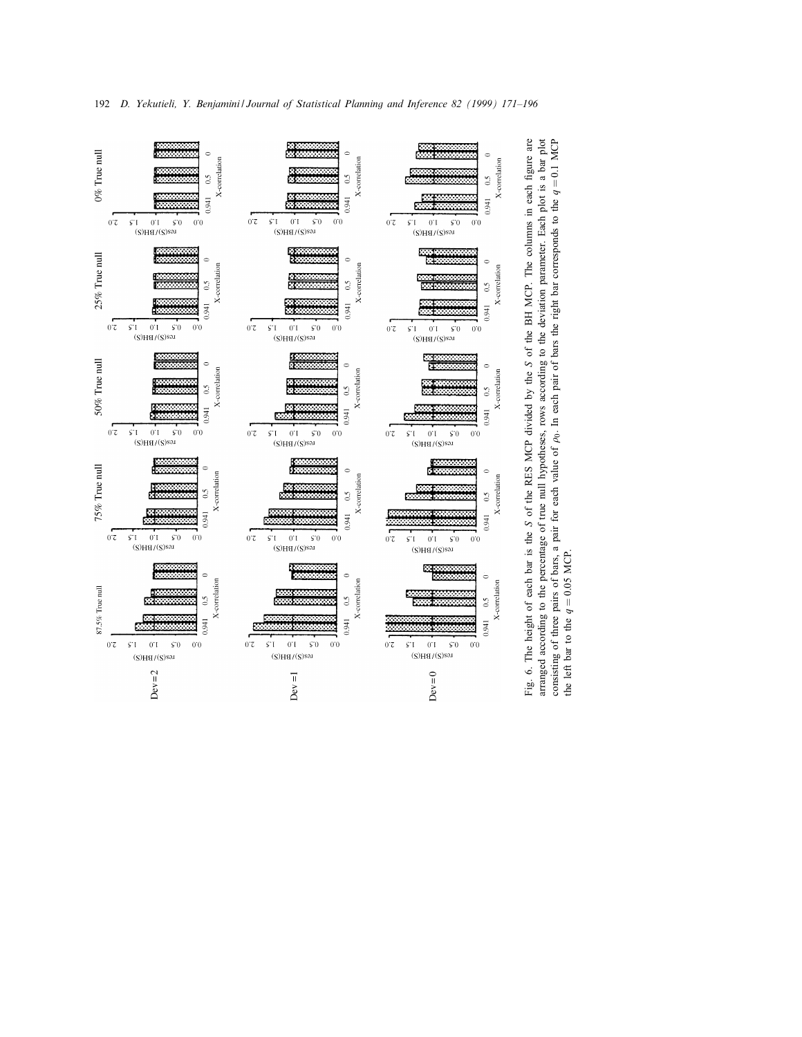Fig. 6. The height of each bar is the $S$ of the RES MCP divided by the $S$ of the BH MCP. The columns in each figure are arranged according to the percentage of true null hypotheses, rows according to the deviation parameter. Each plot is a bar plot consisting of three pairs of bars, a pair for each value of $\rho_0$. In each pair of bars the right bar corresponds to the $q = 0.1$ MCP the left bar to the $q = 0.05$ MCP.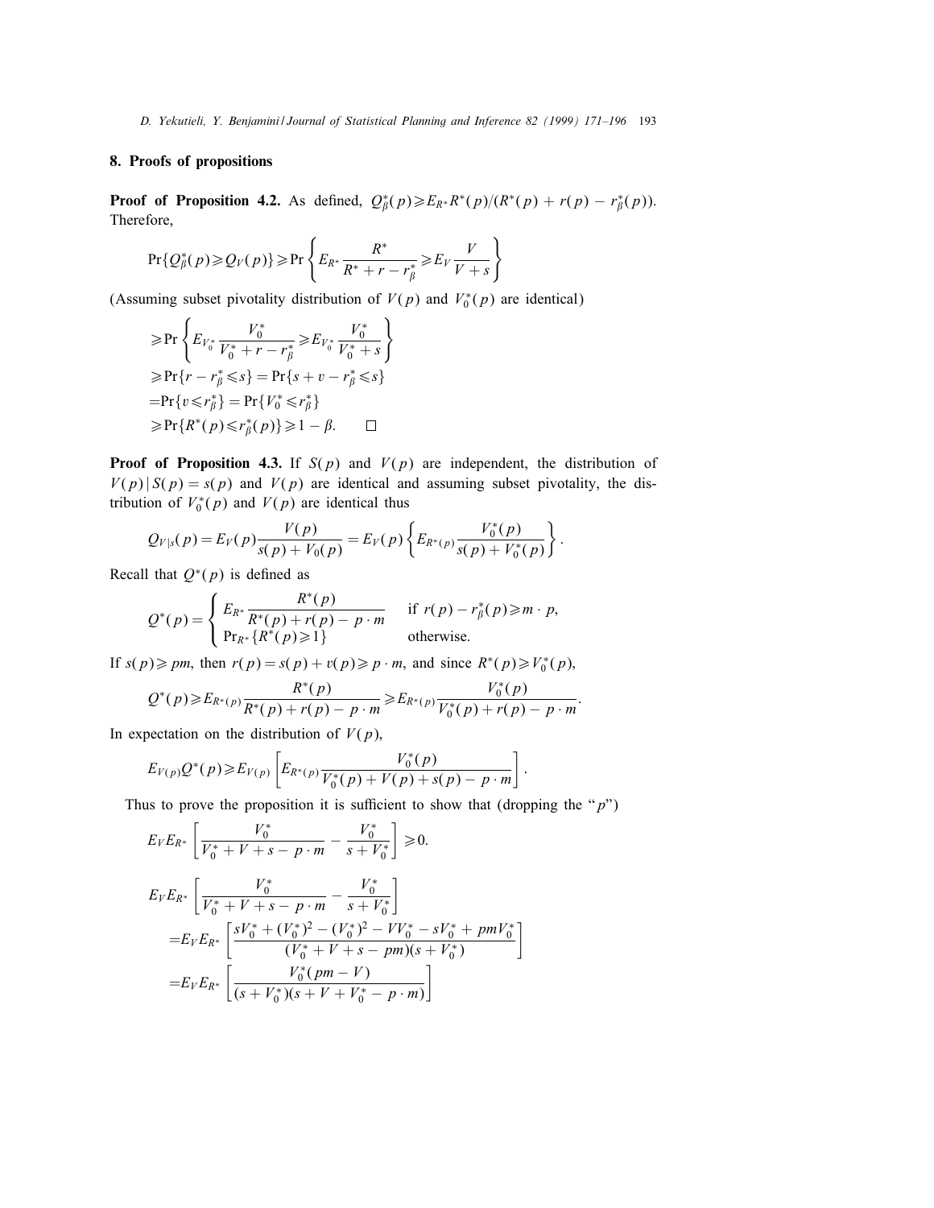## 8. Proofs of propositions

**Proof of Proposition 4.2.** As defined, $Q^*_\beta(p) \geqslant E_{R^*} R^*(p)/(R^*(p) + r(p) - r^*_\beta(p))$. Therefore,

$$\Pr\{Q^*_\beta(p) \geqslant Q_V(p)\} \geqslant \Pr\left\{ E_{R^*} \frac{R^*}{R^* + r - r^*_\beta} \geqslant E_V \frac{V}{V+s} \right\}$$

(Assuming subset pivotality distribution of $V(p)$ and $V_0^*(p)$ are identical)

$$\begin{aligned}
&\geqslant \Pr\left\{ E_{V_0^*} \frac{V_0^*}{V_0^* + r - r^*_\beta} \geqslant E_{V_0^*} \frac{V_0^*}{V_0^* + s} \right\} \\
&\geqslant \Pr\{r - r^*_\beta \leqslant s\} = \Pr\{s + v - r^*_\beta \leqslant s\} \\
&= \Pr\{v \leqslant r^*_\beta\} = \Pr\{V_0^* \leqslant r^*_\beta\} \\
&\geqslant \Pr\{R^*(p) \leqslant r^*_\beta(p)\} \geqslant 1 - \beta. \qquad \square
\end{aligned}$$

**Proof of Proposition 4.3.** If $S(p)$ and $V(p)$ are independent, the distribution of $V(p) \mid S(p) = s(p)$ and $V(p)$ are identical and assuming subset pivotality, the distribution of $V_0^*(p)$ and $V(p)$ are identical thus

$$Q_{V|s}(p) = E_V(p) \frac{V(p)}{s(p) + V_0(p)} = E_V(p) \left\{ E_{R^*(p)} \frac{V_0^*(p)}{s(p) + V_0^*(p)} \right\}.$$

Recall that $Q^*(p)$ is defined as

$$Q^*(p) = \begin{cases} E_{R^*} \dfrac{R^*(p)}{R^*(p) + r(p) - p \cdot m} & \text{if } r(p) - r^*_\beta(p) \geqslant m \cdot p, \\ \Pr_{R^*}\{R^*(p) \geqslant 1\} & \text{otherwise.} \end{cases}$$

If $s(p) \geqslant pm$, then $r(p) = s(p) + v(p) \geqslant p \cdot m$, and since $R^*(p) \geqslant V_0^*(p)$,

$$Q^*(p) \geqslant E_{R^*(p)} \frac{R^*(p)}{R^*(p) + r(p) - p \cdot m} \geqslant E_{R^*(p)} \frac{V_0^*(p)}{V_0^*(p) + r(p) - p \cdot m}.$$

In expectation on the distribution of $V(p)$,

$$E_{V(p)} Q^*(p) \geqslant E_{V(p)} \left[ E_{R^*(p)} \frac{V_0^*(p)}{V_0^*(p) + V(p) + s(p) - p \cdot m} \right].$$

Thus to prove the proposition it is sufficient to show that (dropping the "$p$")

$$E_V E_{R^*} \left[ \frac{V_0^*}{V_0^* + V + s - p \cdot m} - \frac{V_0^*}{s + V_0^*} \right] \geqslant 0.$$

$$\begin{aligned}
&E_V E_{R^*} \left[ \frac{V_0^*}{V_0^* + V + s - p \cdot m} - \frac{V_0^*}{s + V_0^*} \right] \\
&\quad = E_V E_{R^*} \left[ \frac{sV_0^* + (V_0^*)^2 - (V_0^*)^2 - VV_0^* - sV_0^* + pmV_0^*}{(V_0^* + V + s - pm)(s + V_0^*)} \right] \\
&\quad = E_V E_{R^*} \left[ \frac{V_0^*(pm - V)}{(s + V_0^*)(s + V + V_0^* - p \cdot m)} \right]
\end{aligned}$$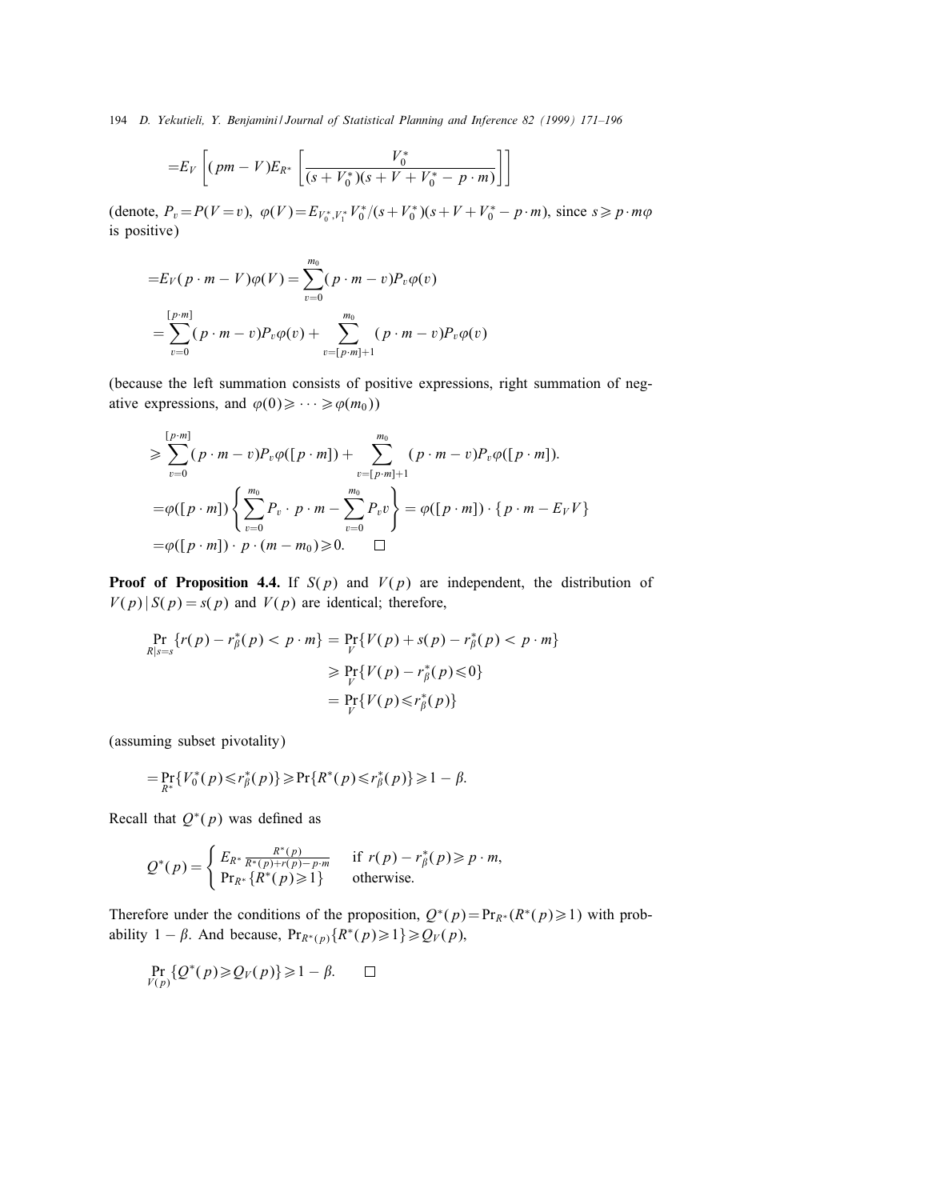$$=E_V\left[(pm-V)E_{R^*}\left[\frac{V_0^*}{(s+V_0^*)(s+V+V_0^*-p\cdot m)}\right]\right]$$

(denote, $P_v=P(V=v)$, $\varphi(V)=E_{V_0^*,V_1^*}V_0^*/(s+V_0^*)(s+V+V_0^*-p\cdot m)$, since $s\geqslant p\cdot m\varphi$ is positive)

$$=E_V(p\cdot m-V)\varphi(V)=\sum_{v=0}^{m_0}(p\cdot m-v)P_v\varphi(v)$$

$$=\sum_{v=0}^{[p\cdot m]}(p\cdot m-v)P_v\varphi(v)+\sum_{v=[p\cdot m]+1}^{m_0}(p\cdot m-v)P_v\varphi(v)$$

(because the left summation consists of positive expressions, right summation of negative expressions, and $\varphi(0)\geqslant\cdots\geqslant\varphi(m_0)$)

$$\geqslant\sum_{v=0}^{[p\cdot m]}(p\cdot m-v)P_v\varphi([p\cdot m])+\sum_{v=[p\cdot m]+1}^{m_0}(p\cdot m-v)P_v\varphi([p\cdot m]).$$

$$=\varphi([p\cdot m])\left\{\sum_{v=0}^{m_0}P_v\cdot p\cdot m-\sum_{v=0}^{m_0}P_v v\right\}=\varphi([p\cdot m])\cdot\{p\cdot m-E_V V\}$$

$$=\varphi([p\cdot m])\cdot p\cdot(m-m_0)\geqslant 0.\qquad\square$$

**Proof of Proposition 4.4.** If $S(p)$ and $V(p)$ are independent, the distribution of $V(p)\,|\,S(p)=s(p)$ and $V(p)$ are identical; therefore,

$$\Pr_{R|s=s}\{r(p)-r_\beta^*(p)<p\cdot m\}=\Pr_V\{V(p)+s(p)-r_\beta^*(p)<p\cdot m\}$$

$$\geqslant\Pr_V\{V(p)-r_\beta^*(p)\leqslant 0\}$$

$$=\Pr_V\{V(p)\leqslant r_\beta^*(p)\}$$

(assuming subset pivotality)

$$=\Pr_{R^*}\{V_0^*(p)\leqslant r_\beta^*(p)\}\geqslant\Pr\{R^*(p)\leqslant r_\beta^*(p)\}\geqslant 1-\beta.$$

Recall that $Q^*(p)$ was defined as

$$Q^*(p)=\begin{cases}E_{R^*}\frac{R^*(p)}{R^*(p)+r(p)-p\cdot m} & \text{if } r(p)-r_\beta^*(p)\geqslant p\cdot m,\\ \Pr_{R^*}\{R^*(p)\geqslant 1\} & \text{otherwise.}\end{cases}$$

Therefore under the conditions of the proposition, $Q^*(p)=\Pr_{R^*}(R^*(p)\geqslant 1)$ with probability $1-\beta$. And because, $\Pr_{R^*(p)}\{R^*(p)\geqslant 1\}\geqslant Q_V(p)$,

$$\Pr_{V(p)}\{Q^*(p)\geqslant Q_V(p)\}\geqslant 1-\beta.\qquad\square$$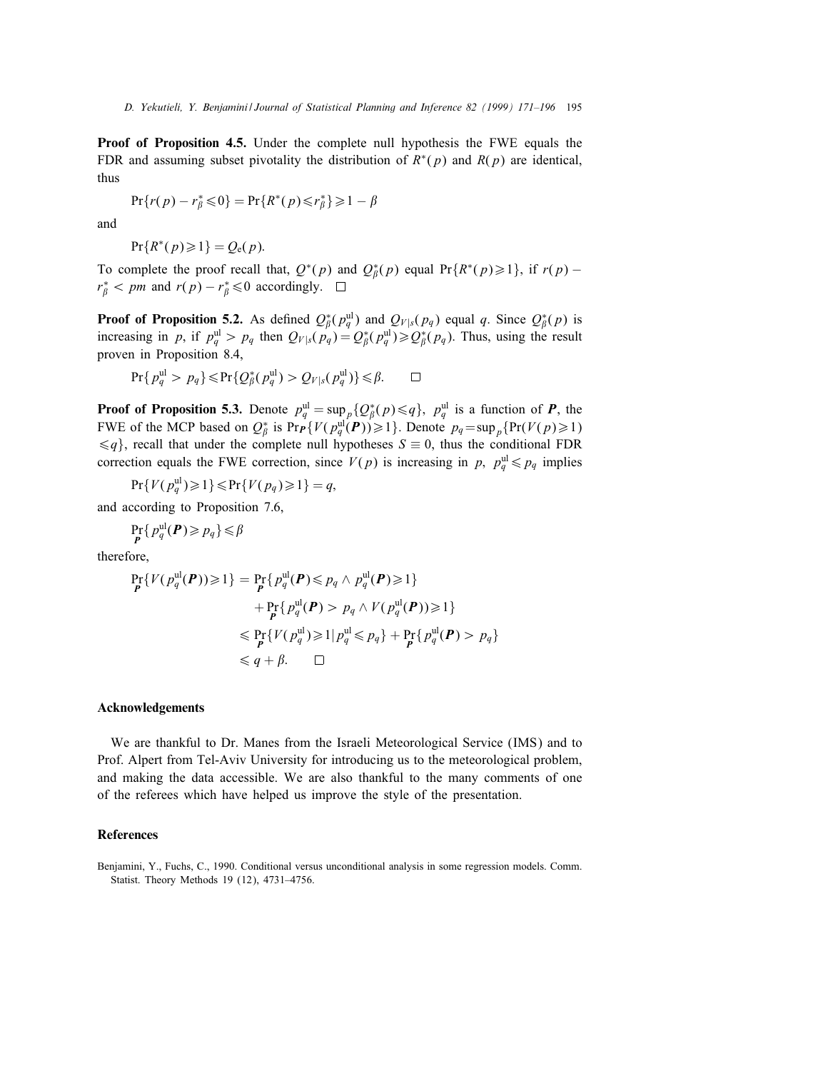**Proof of Proposition 4.5.** Under the complete null hypothesis the FWE equals the FDR and assuming subset pivotality the distribution of $R^*(p)$ and $R(p)$ are identical, thus

$$\Pr\{r(p) - r^*_\beta \leqslant 0\} = \Pr\{R^*(p) \leqslant r^*_\beta\} \geqslant 1 - \beta$$

and

$$\Pr\{R^*(p) \geqslant 1\} = Q_e(p).$$

To complete the proof recall that, $Q^*(p)$ and $Q^*_\beta(p)$ equal $\Pr\{R^*(p) \geqslant 1\}$, if $r(p) - r^*_\beta < pm$ and $r(p) - r^*_\beta \leqslant 0$ accordingly. $\square$

**Proof of Proposition 5.2.** As defined $Q^*_\beta(p^{\mathrm{ul}}_q)$ and $Q_{V|s}(p_q)$ equal $q$. Since $Q^*_\beta(p)$ is increasing in $p$, if $p^{\mathrm{ul}}_q > p_q$ then $Q_{V|s}(p_q) = Q^*_\beta(p^{\mathrm{ul}}_q) \geqslant Q^*_\beta(p_q)$. Thus, using the result proven in Proposition 8.4,

$$\Pr\{p^{\mathrm{ul}}_q > p_q\} \leqslant \Pr\{Q^*_\beta(p^{\mathrm{ul}}_q) > Q_{V|s}(p^{\mathrm{ul}}_q)\} \leqslant \beta. \qquad \square$$

**Proof of Proposition 5.3.** Denote $p^{\mathrm{ul}}_q = \sup_p\{Q^*_\beta(p) \leqslant q\}$, $p^{\mathrm{ul}}_q$ is a function of $\boldsymbol{P}$, the FWE of the MCP based on $Q^*_\beta$ is $\Pr_{\boldsymbol{P}}\{V(p^{\mathrm{ul}}_q(\boldsymbol{P})) \geqslant 1\}$. Denote $p_q = \sup_p\{\Pr(V(p) \geqslant 1) \leqslant q\}$, recall that under the complete null hypotheses $S \equiv 0$, thus the conditional FDR correction equals the FWE correction, since $V(p)$ is increasing in $p$, $p^{\mathrm{ul}}_q \leqslant p_q$ implies

$$\Pr\{V(p^{\mathrm{ul}}_q) \geqslant 1\} \leqslant \Pr\{V(p_q) \geqslant 1\} = q,$$

and according to Proposition 7.6,

$$\Pr_{\boldsymbol{P}}\{p^{\mathrm{ul}}_q(\boldsymbol{P}) \geqslant p_q\} \leqslant \beta$$

therefore,

$$\begin{aligned}
\Pr_{\boldsymbol{P}}\{V(p^{\mathrm{ul}}_q(\boldsymbol{P})) \geqslant 1\} &= \Pr_{\boldsymbol{P}}\{p^{\mathrm{ul}}_q(\boldsymbol{P}) \leqslant p_q \wedge p^{\mathrm{ul}}_q(\boldsymbol{P}) \geqslant 1\} \\
&\quad + \Pr_{\boldsymbol{P}}\{p^{\mathrm{ul}}_q(\boldsymbol{P}) > p_q \wedge V(p^{\mathrm{ul}}_q(\boldsymbol{P})) \geqslant 1\} \\
&\leqslant \Pr_{\boldsymbol{P}}\{V(p^{\mathrm{ul}}_q) \geqslant 1 | p^{\mathrm{ul}}_q \leqslant p_q\} + \Pr_{\boldsymbol{P}}\{p^{\mathrm{ul}}_q(\boldsymbol{P}) > p_q\} \\
&\leqslant q + \beta. \qquad \square
\end{aligned}$$

## Acknowledgements

We are thankful to Dr. Manes from the Israeli Meteorological Service (IMS) and to Prof. Alpert from Tel-Aviv University for introducing us to the meteorological problem, and making the data accessible. We are also thankful to the many comments of one of the referees which have helped us improve the style of the presentation.

## References

Benjamini, Y., Fuchs, C., 1990. Conditional versus unconditional analysis in some regression models. Comm. Statist. Theory Methods 19 (12), 4731–4756.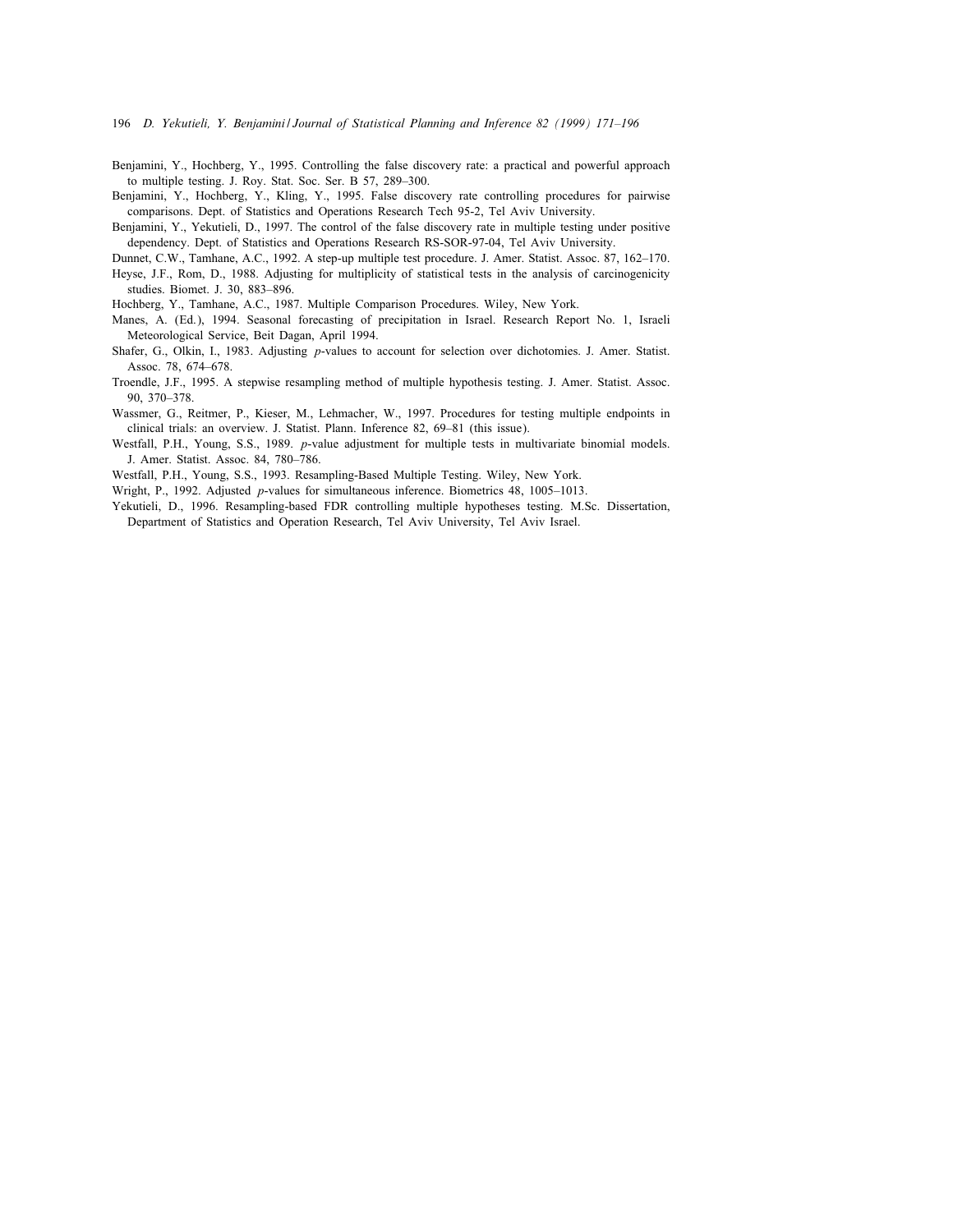Benjamini, Y., Hochberg, Y., 1995. Controlling the false discovery rate: a practical and powerful approach to multiple testing. J. Roy. Stat. Soc. Ser. B 57, 289–300.

Benjamini, Y., Hochberg, Y., Kling, Y., 1995. False discovery rate controlling procedures for pairwise comparisons. Dept. of Statistics and Operations Research Tech 95-2, Tel Aviv University.

Benjamini, Y., Yekutieli, D., 1997. The control of the false discovery rate in multiple testing under positive dependency. Dept. of Statistics and Operations Research RS-SOR-97-04, Tel Aviv University.

Dunnet, C.W., Tamhane, A.C., 1992. A step-up multiple test procedure. J. Amer. Statist. Assoc. 87, 162–170.

Heyse, J.F., Rom, D., 1988. Adjusting for multiplicity of statistical tests in the analysis of carcinogenicity studies. Biomet. J. 30, 883–896.

Hochberg, Y., Tamhane, A.C., 1987. Multiple Comparison Procedures. Wiley, New York.

Manes, A. (Ed.), 1994. Seasonal forecasting of precipitation in Israel. Research Report No. 1, Israeli Meteorological Service, Beit Dagan, April 1994.

Shafer, G., Olkin, I., 1983. Adjusting $p$-values to account for selection over dichotomies. J. Amer. Statist. Assoc. 78, 674–678.

Troendle, J.F., 1995. A stepwise resampling method of multiple hypothesis testing. J. Amer. Statist. Assoc. 90, 370–378.

Wassmer, G., Reitmer, P., Kieser, M., Lehmacher, W., 1997. Procedures for testing multiple endpoints in clinical trials: an overview. J. Statist. Plann. Inference 82, 69–81 (this issue).

Westfall, P.H., Young, S.S., 1989. $p$-value adjustment for multiple tests in multivariate binomial models. J. Amer. Statist. Assoc. 84, 780–786.

Westfall, P.H., Young, S.S., 1993. Resampling-Based Multiple Testing. Wiley, New York.

Wright, P., 1992. Adjusted $p$-values for simultaneous inference. Biometrics 48, 1005–1013.

Yekutieli, D., 1996. Resampling-based FDR controlling multiple hypotheses testing. M.Sc. Dissertation, Department of Statistics and Operation Research, Tel Aviv University, Tel Aviv Israel.